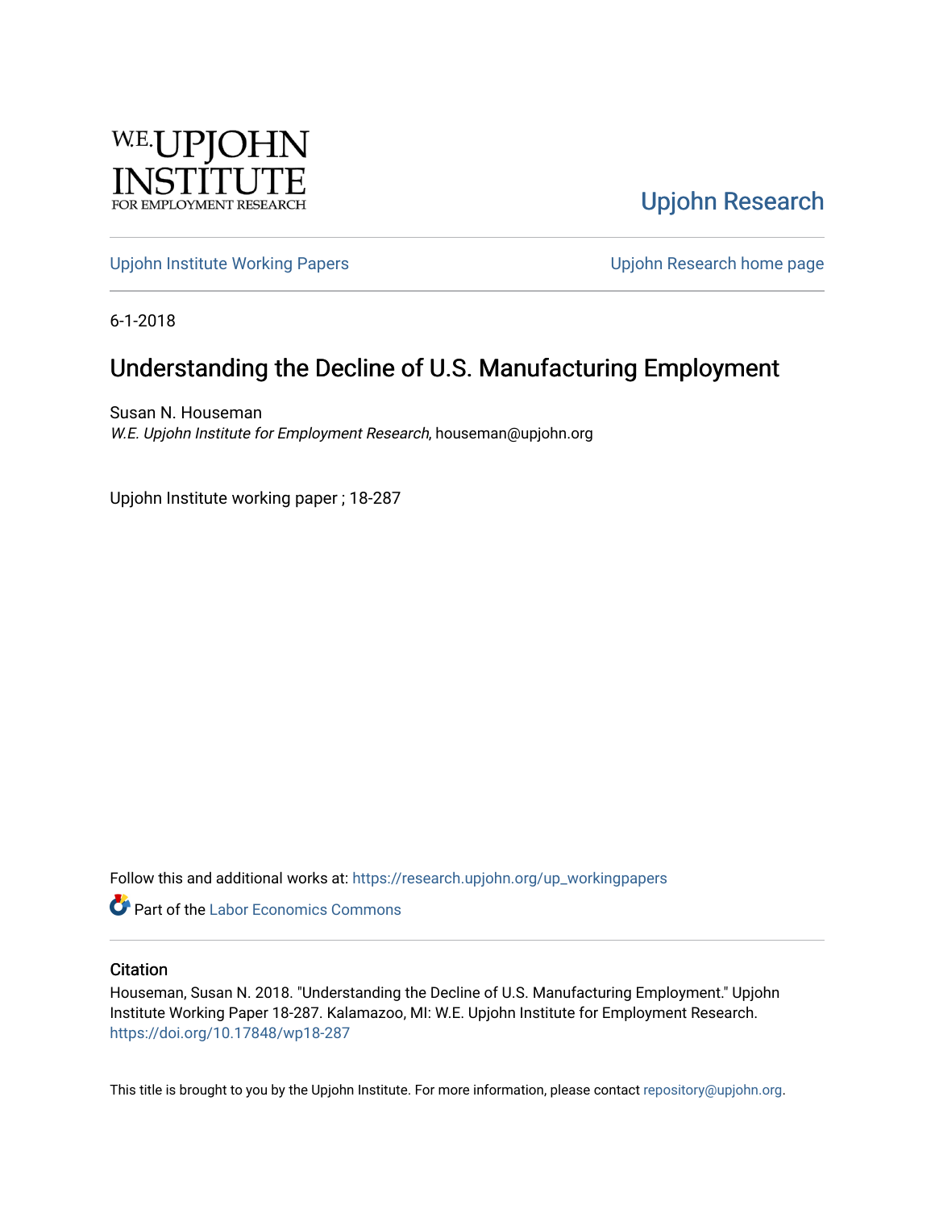W.E. UPJOHN INSTITUTE FOR EMPLOYMENT RESEARCH

Upjohn Research

Upjohn Institute Working Papers

Upjohn Research home page

6-1-2018

# Understanding the Decline of U.S. Manufacturing Employment

Susan N. Houseman
*W.E. Upjohn Institute for Employment Research*, houseman@upjohn.org

Upjohn Institute working paper ; 18-287

Follow this and additional works at: https://research.upjohn.org/up_workingpapers

Part of the Labor Economics Commons

## Citation

Houseman, Susan N. 2018. "Understanding the Decline of U.S. Manufacturing Employment." Upjohn Institute Working Paper 18-287. Kalamazoo, MI: W.E. Upjohn Institute for Employment Research. https://doi.org/10.17848/wp18-287

This title is brought to you by the Upjohn Institute. For more information, please contact repository@upjohn.org.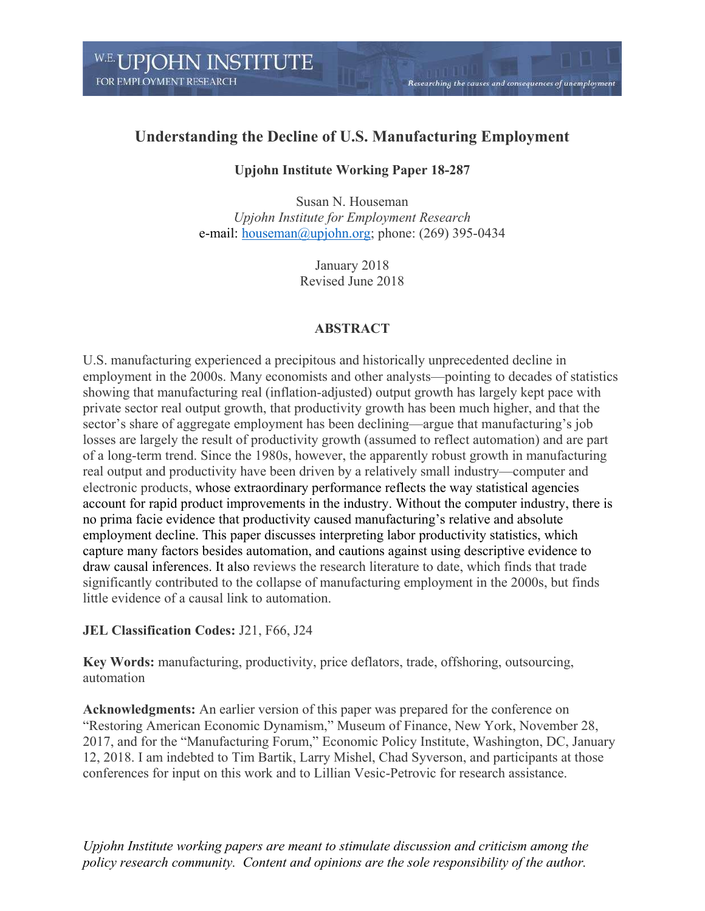# Understanding the Decline of U.S. Manufacturing Employment

**Upjohn Institute Working Paper 18-287**

Susan N. Houseman
*Upjohn Institute for Employment Research*
e-mail: houseman@upjohn.org; phone: (269) 395-0434

January 2018
Revised June 2018

## ABSTRACT

U.S. manufacturing experienced a precipitous and historically unprecedented decline in employment in the 2000s. Many economists and other analysts—pointing to decades of statistics showing that manufacturing real (inflation-adjusted) output growth has largely kept pace with private sector real output growth, that productivity growth has been much higher, and that the sector's share of aggregate employment has been declining—argue that manufacturing's job losses are largely the result of productivity growth (assumed to reflect automation) and are part of a long-term trend. Since the 1980s, however, the apparently robust growth in manufacturing real output and productivity have been driven by a relatively small industry—computer and electronic products, whose extraordinary performance reflects the way statistical agencies account for rapid product improvements in the industry. Without the computer industry, there is no prima facie evidence that productivity caused manufacturing's relative and absolute employment decline. This paper discusses interpreting labor productivity statistics, which capture many factors besides automation, and cautions against using descriptive evidence to draw causal inferences. It also reviews the research literature to date, which finds that trade significantly contributed to the collapse of manufacturing employment in the 2000s, but finds little evidence of a causal link to automation.

**JEL Classification Codes:** J21, F66, J24

**Key Words:** manufacturing, productivity, price deflators, trade, offshoring, outsourcing, automation

**Acknowledgments:** An earlier version of this paper was prepared for the conference on "Restoring American Economic Dynamism," Museum of Finance, New York, November 28, 2017, and for the "Manufacturing Forum," Economic Policy Institute, Washington, DC, January 12, 2018. I am indebted to Tim Bartik, Larry Mishel, Chad Syverson, and participants at those conferences for input on this work and to Lillian Vesic-Petrovic for research assistance.

*Upjohn Institute working papers are meant to stimulate discussion and criticism among the policy research community. Content and opinions are the sole responsibility of the author.*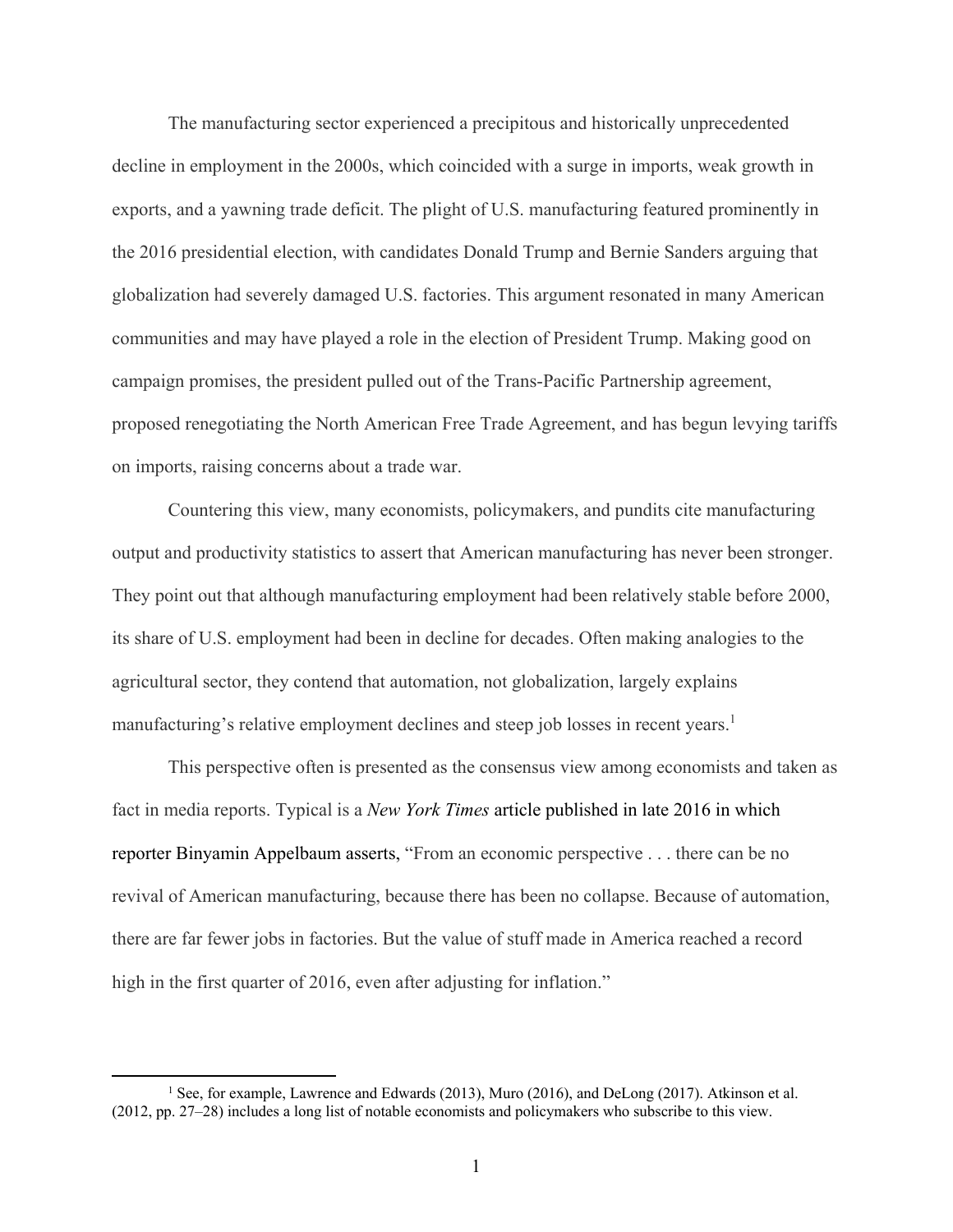The manufacturing sector experienced a precipitous and historically unprecedented decline in employment in the 2000s, which coincided with a surge in imports, weak growth in exports, and a yawning trade deficit. The plight of U.S. manufacturing featured prominently in the 2016 presidential election, with candidates Donald Trump and Bernie Sanders arguing that globalization had severely damaged U.S. factories. This argument resonated in many American communities and may have played a role in the election of President Trump. Making good on campaign promises, the president pulled out of the Trans-Pacific Partnership agreement, proposed renegotiating the North American Free Trade Agreement, and has begun levying tariffs on imports, raising concerns about a trade war.

Countering this view, many economists, policymakers, and pundits cite manufacturing output and productivity statistics to assert that American manufacturing has never been stronger. They point out that although manufacturing employment had been relatively stable before 2000, its share of U.S. employment had been in decline for decades. Often making analogies to the agricultural sector, they contend that automation, not globalization, largely explains manufacturing's relative employment declines and steep job losses in recent years.[1]

This perspective often is presented as the consensus view among economists and taken as fact in media reports. Typical is a *New York Times* article published in late 2016 in which reporter Binyamin Appelbaum asserts, "From an economic perspective . . . there can be no revival of American manufacturing, because there has been no collapse. Because of automation, there are far fewer jobs in factories. But the value of stuff made in America reached a record high in the first quarter of 2016, even after adjusting for inflation."

---

[1] See, for example, Lawrence and Edwards (2013), Muro (2016), and DeLong (2017). Atkinson et al. (2012, pp. 27–28) includes a long list of notable economists and policymakers who subscribe to this view.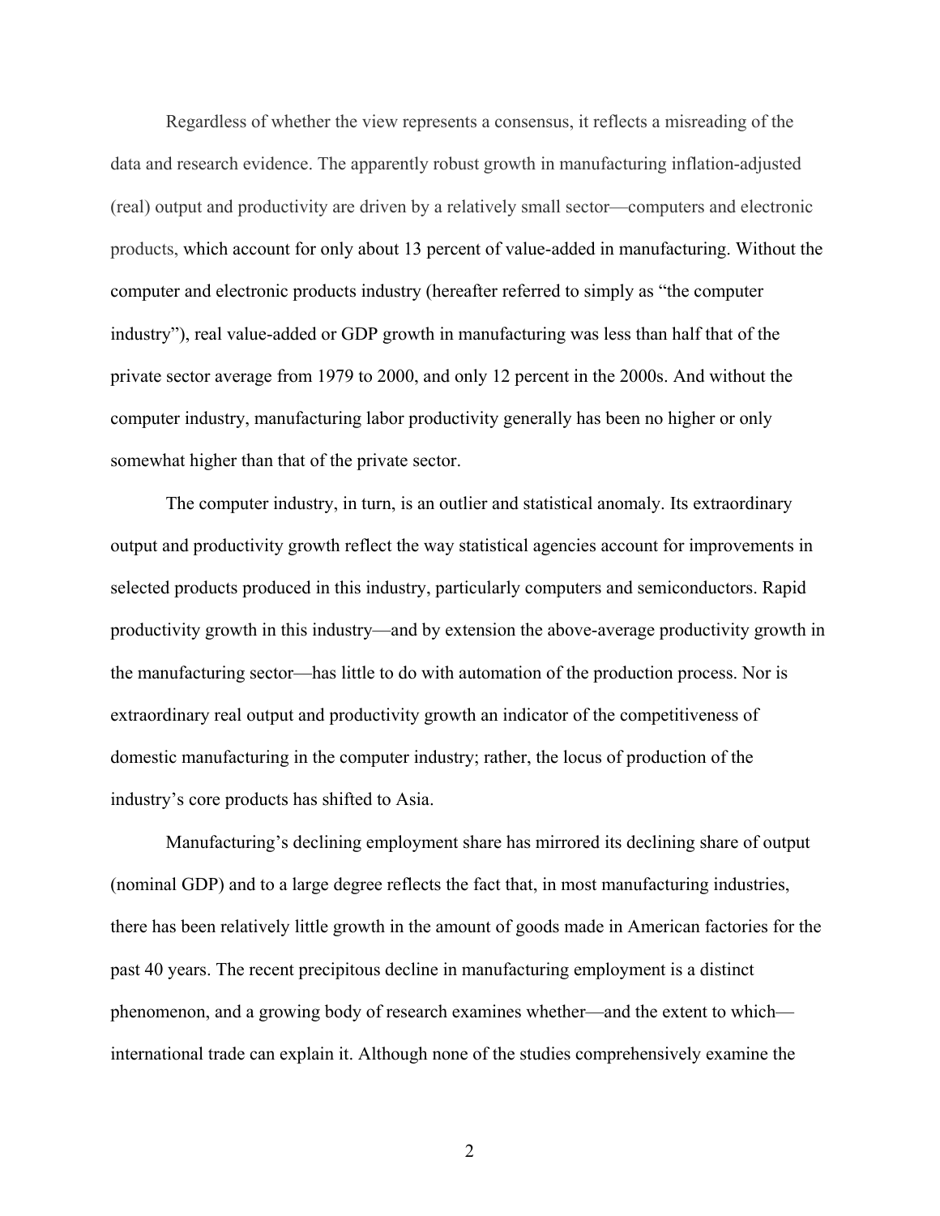Regardless of whether the view represents a consensus, it reflects a misreading of the data and research evidence. The apparently robust growth in manufacturing inflation-adjusted (real) output and productivity are driven by a relatively small sector—computers and electronic products, which account for only about 13 percent of value-added in manufacturing. Without the computer and electronic products industry (hereafter referred to simply as "the computer industry"), real value-added or GDP growth in manufacturing was less than half that of the private sector average from 1979 to 2000, and only 12 percent in the 2000s. And without the computer industry, manufacturing labor productivity generally has been no higher or only somewhat higher than that of the private sector.

The computer industry, in turn, is an outlier and statistical anomaly. Its extraordinary output and productivity growth reflect the way statistical agencies account for improvements in selected products produced in this industry, particularly computers and semiconductors. Rapid productivity growth in this industry—and by extension the above-average productivity growth in the manufacturing sector—has little to do with automation of the production process. Nor is extraordinary real output and productivity growth an indicator of the competitiveness of domestic manufacturing in the computer industry; rather, the locus of production of the industry's core products has shifted to Asia.

Manufacturing's declining employment share has mirrored its declining share of output (nominal GDP) and to a large degree reflects the fact that, in most manufacturing industries, there has been relatively little growth in the amount of goods made in American factories for the past 40 years. The recent precipitous decline in manufacturing employment is a distinct phenomenon, and a growing body of research examines whether—and the extent to which—international trade can explain it. Although none of the studies comprehensively examine the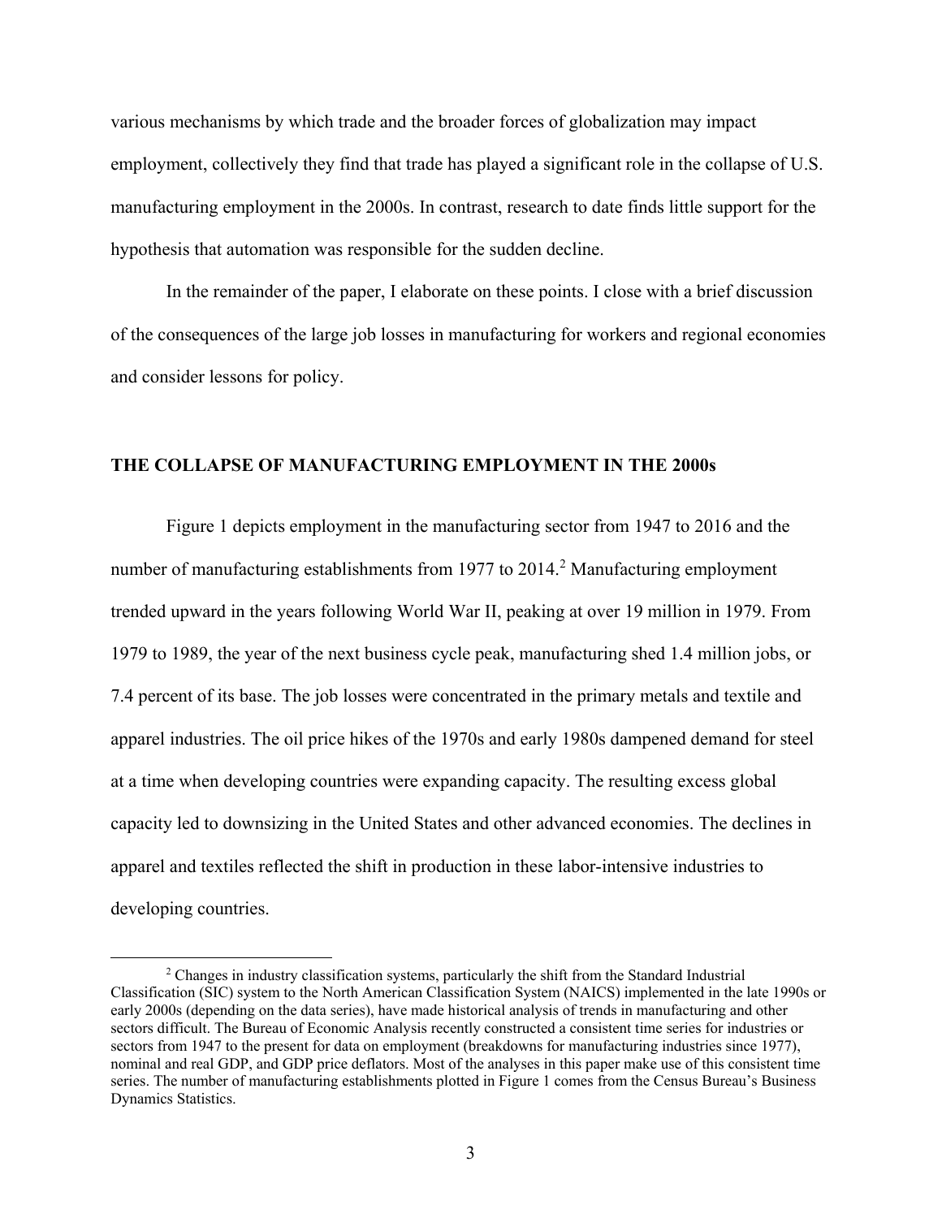various mechanisms by which trade and the broader forces of globalization may impact employment, collectively they find that trade has played a significant role in the collapse of U.S. manufacturing employment in the 2000s. In contrast, research to date finds little support for the hypothesis that automation was responsible for the sudden decline.

In the remainder of the paper, I elaborate on these points. I close with a brief discussion of the consequences of the large job losses in manufacturing for workers and regional economies and consider lessons for policy.

## THE COLLAPSE OF MANUFACTURING EMPLOYMENT IN THE 2000s

Figure 1 depicts employment in the manufacturing sector from 1947 to 2016 and the number of manufacturing establishments from 1977 to 2014.[2] Manufacturing employment trended upward in the years following World War II, peaking at over 19 million in 1979. From 1979 to 1989, the year of the next business cycle peak, manufacturing shed 1.4 million jobs, or 7.4 percent of its base. The job losses were concentrated in the primary metals and textile and apparel industries. The oil price hikes of the 1970s and early 1980s dampened demand for steel at a time when developing countries were expanding capacity. The resulting excess global capacity led to downsizing in the United States and other advanced economies. The declines in apparel and textiles reflected the shift in production in these labor-intensive industries to developing countries.

[2] Changes in industry classification systems, particularly the shift from the Standard Industrial Classification (SIC) system to the North American Classification System (NAICS) implemented in the late 1990s or early 2000s (depending on the data series), have made historical analysis of trends in manufacturing and other sectors difficult. The Bureau of Economic Analysis recently constructed a consistent time series for industries or sectors from 1947 to the present for data on employment (breakdowns for manufacturing industries since 1977), nominal and real GDP, and GDP price deflators. Most of the analyses in this paper make use of this consistent time series. The number of manufacturing establishments plotted in Figure 1 comes from the Census Bureau's Business Dynamics Statistics.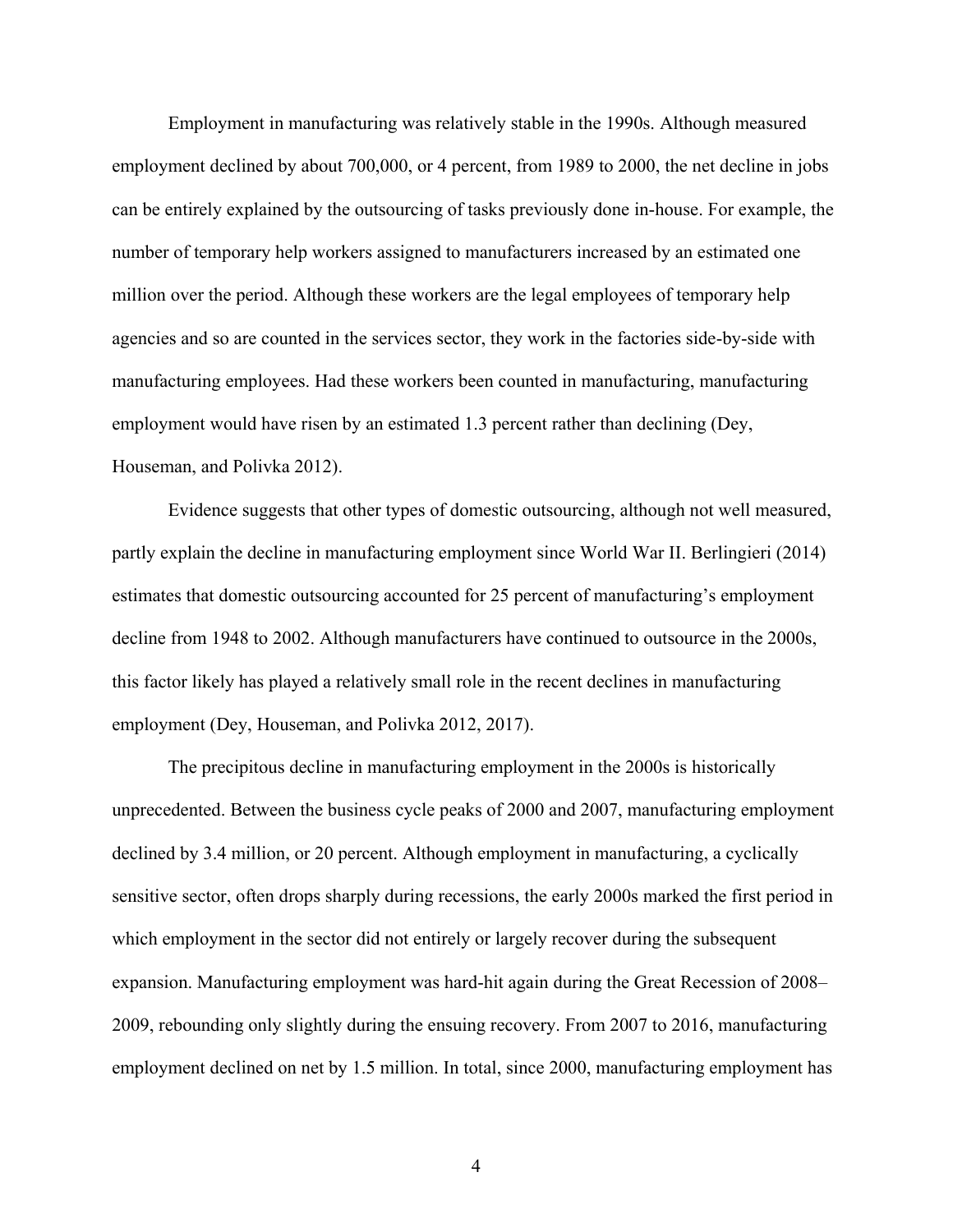Employment in manufacturing was relatively stable in the 1990s. Although measured employment declined by about 700,000, or 4 percent, from 1989 to 2000, the net decline in jobs can be entirely explained by the outsourcing of tasks previously done in-house. For example, the number of temporary help workers assigned to manufacturers increased by an estimated one million over the period. Although these workers are the legal employees of temporary help agencies and so are counted in the services sector, they work in the factories side-by-side with manufacturing employees. Had these workers been counted in manufacturing, manufacturing employment would have risen by an estimated 1.3 percent rather than declining (Dey, Houseman, and Polivka 2012).

Evidence suggests that other types of domestic outsourcing, although not well measured, partly explain the decline in manufacturing employment since World War II. Berlingieri (2014) estimates that domestic outsourcing accounted for 25 percent of manufacturing's employment decline from 1948 to 2002. Although manufacturers have continued to outsource in the 2000s, this factor likely has played a relatively small role in the recent declines in manufacturing employment (Dey, Houseman, and Polivka 2012, 2017).

The precipitous decline in manufacturing employment in the 2000s is historically unprecedented. Between the business cycle peaks of 2000 and 2007, manufacturing employment declined by 3.4 million, or 20 percent. Although employment in manufacturing, a cyclically sensitive sector, often drops sharply during recessions, the early 2000s marked the first period in which employment in the sector did not entirely or largely recover during the subsequent expansion. Manufacturing employment was hard-hit again during the Great Recession of 2008–2009, rebounding only slightly during the ensuing recovery. From 2007 to 2016, manufacturing employment declined on net by 1.5 million. In total, since 2000, manufacturing employment has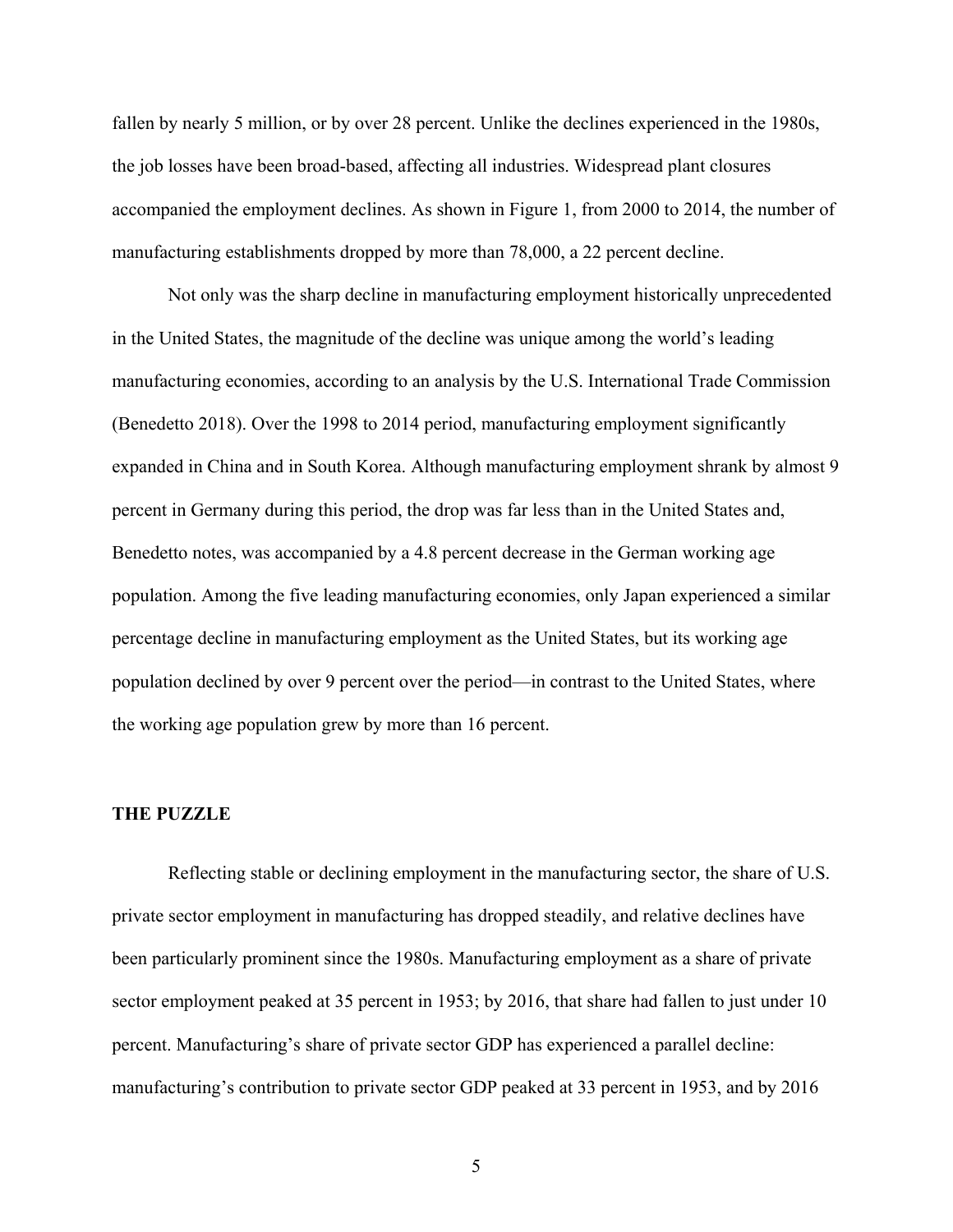fallen by nearly 5 million, or by over 28 percent. Unlike the declines experienced in the 1980s, the job losses have been broad-based, affecting all industries. Widespread plant closures accompanied the employment declines. As shown in Figure 1, from 2000 to 2014, the number of manufacturing establishments dropped by more than 78,000, a 22 percent decline.

Not only was the sharp decline in manufacturing employment historically unprecedented in the United States, the magnitude of the decline was unique among the world's leading manufacturing economies, according to an analysis by the U.S. International Trade Commission (Benedetto 2018). Over the 1998 to 2014 period, manufacturing employment significantly expanded in China and in South Korea. Although manufacturing employment shrank by almost 9 percent in Germany during this period, the drop was far less than in the United States and, Benedetto notes, was accompanied by a 4.8 percent decrease in the German working age population. Among the five leading manufacturing economies, only Japan experienced a similar percentage decline in manufacturing employment as the United States, but its working age population declined by over 9 percent over the period—in contrast to the United States, where the working age population grew by more than 16 percent.

## THE PUZZLE

Reflecting stable or declining employment in the manufacturing sector, the share of U.S. private sector employment in manufacturing has dropped steadily, and relative declines have been particularly prominent since the 1980s. Manufacturing employment as a share of private sector employment peaked at 35 percent in 1953; by 2016, that share had fallen to just under 10 percent. Manufacturing's share of private sector GDP has experienced a parallel decline: manufacturing's contribution to private sector GDP peaked at 33 percent in 1953, and by 2016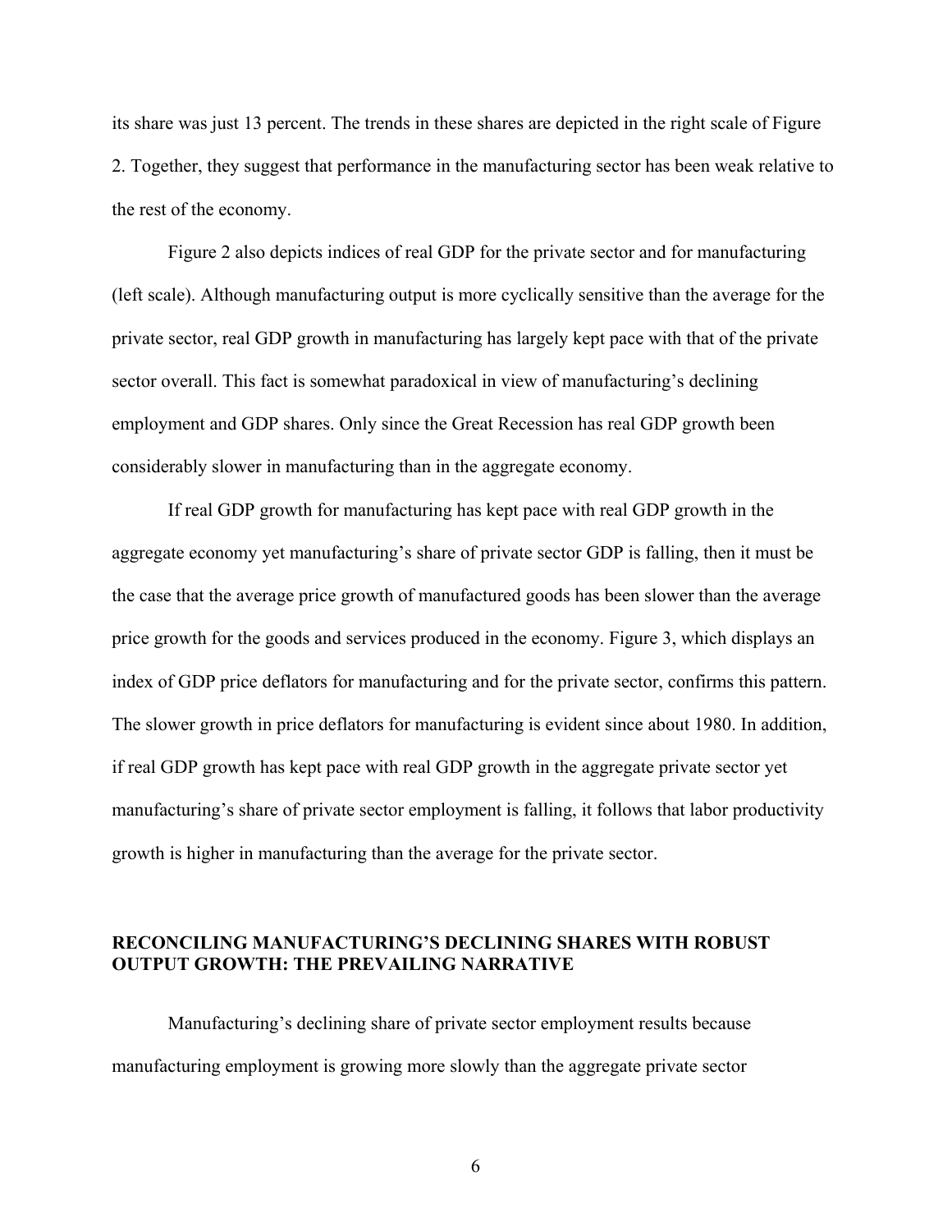its share was just 13 percent. The trends in these shares are depicted in the right scale of Figure 2. Together, they suggest that performance in the manufacturing sector has been weak relative to the rest of the economy.

Figure 2 also depicts indices of real GDP for the private sector and for manufacturing (left scale). Although manufacturing output is more cyclically sensitive than the average for the private sector, real GDP growth in manufacturing has largely kept pace with that of the private sector overall. This fact is somewhat paradoxical in view of manufacturing's declining employment and GDP shares. Only since the Great Recession has real GDP growth been considerably slower in manufacturing than in the aggregate economy.

If real GDP growth for manufacturing has kept pace with real GDP growth in the aggregate economy yet manufacturing's share of private sector GDP is falling, then it must be the case that the average price growth of manufactured goods has been slower than the average price growth for the goods and services produced in the economy. Figure 3, which displays an index of GDP price deflators for manufacturing and for the private sector, confirms this pattern. The slower growth in price deflators for manufacturing is evident since about 1980. In addition, if real GDP growth has kept pace with real GDP growth in the aggregate private sector yet manufacturing's share of private sector employment is falling, it follows that labor productivity growth is higher in manufacturing than the average for the private sector.

## RECONCILING MANUFACTURING'S DECLINING SHARES WITH ROBUST OUTPUT GROWTH: THE PREVAILING NARRATIVE

Manufacturing's declining share of private sector employment results because manufacturing employment is growing more slowly than the aggregate private sector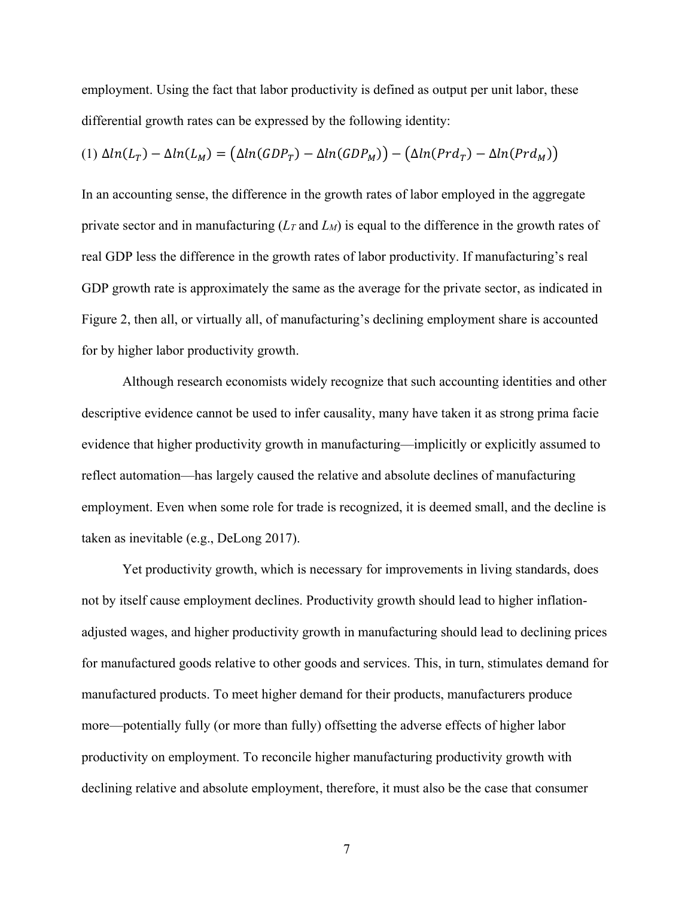employment. Using the fact that labor productivity is defined as output per unit labor, these differential growth rates can be expressed by the following identity:

$$(1)\ \Delta ln(L_T) - \Delta ln(L_M) = \left(\Delta ln(GDP_T) - \Delta ln(GDP_M)\right) - \left(\Delta ln(Prd_T) - \Delta ln(Prd_M)\right)$$

In an accounting sense, the difference in the growth rates of labor employed in the aggregate private sector and in manufacturing ($L_T$ and $L_M$) is equal to the difference in the growth rates of real GDP less the difference in the growth rates of labor productivity. If manufacturing's real GDP growth rate is approximately the same as the average for the private sector, as indicated in Figure 2, then all, or virtually all, of manufacturing's declining employment share is accounted for by higher labor productivity growth.

Although research economists widely recognize that such accounting identities and other descriptive evidence cannot be used to infer causality, many have taken it as strong prima facie evidence that higher productivity growth in manufacturing—implicitly or explicitly assumed to reflect automation—has largely caused the relative and absolute declines of manufacturing employment. Even when some role for trade is recognized, it is deemed small, and the decline is taken as inevitable (e.g., DeLong 2017).

Yet productivity growth, which is necessary for improvements in living standards, does not by itself cause employment declines. Productivity growth should lead to higher inflation-adjusted wages, and higher productivity growth in manufacturing should lead to declining prices for manufactured goods relative to other goods and services. This, in turn, stimulates demand for manufactured products. To meet higher demand for their products, manufacturers produce more—potentially fully (or more than fully) offsetting the adverse effects of higher labor productivity on employment. To reconcile higher manufacturing productivity growth with declining relative and absolute employment, therefore, it must also be the case that consumer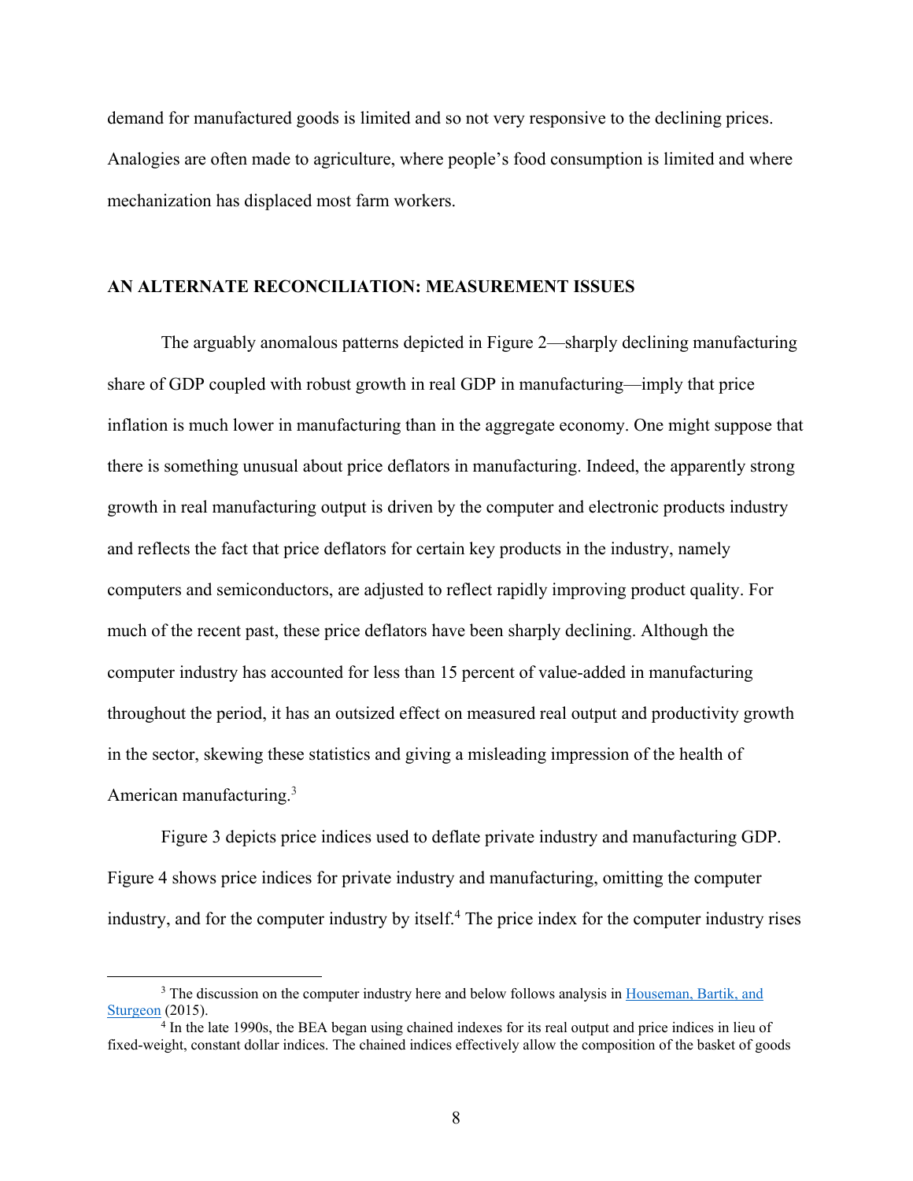demand for manufactured goods is limited and so not very responsive to the declining prices. Analogies are often made to agriculture, where people's food consumption is limited and where mechanization has displaced most farm workers.

## AN ALTERNATE RECONCILIATION: MEASUREMENT ISSUES

The arguably anomalous patterns depicted in Figure 2—sharply declining manufacturing share of GDP coupled with robust growth in real GDP in manufacturing—imply that price inflation is much lower in manufacturing than in the aggregate economy. One might suppose that there is something unusual about price deflators in manufacturing. Indeed, the apparently strong growth in real manufacturing output is driven by the computer and electronic products industry and reflects the fact that price deflators for certain key products in the industry, namely computers and semiconductors, are adjusted to reflect rapidly improving product quality. For much of the recent past, these price deflators have been sharply declining. Although the computer industry has accounted for less than 15 percent of value-added in manufacturing throughout the period, it has an outsized effect on measured real output and productivity growth in the sector, skewing these statistics and giving a misleading impression of the health of American manufacturing.[3]

Figure 3 depicts price indices used to deflate private industry and manufacturing GDP. Figure 4 shows price indices for private industry and manufacturing, omitting the computer industry, and for the computer industry by itself.[4] The price index for the computer industry rises

[3] The discussion on the computer industry here and below follows analysis in Houseman, Bartik, and Sturgeon (2015).

[4] In the late 1990s, the BEA began using chained indexes for its real output and price indices in lieu of fixed-weight, constant dollar indices. The chained indices effectively allow the composition of the basket of goods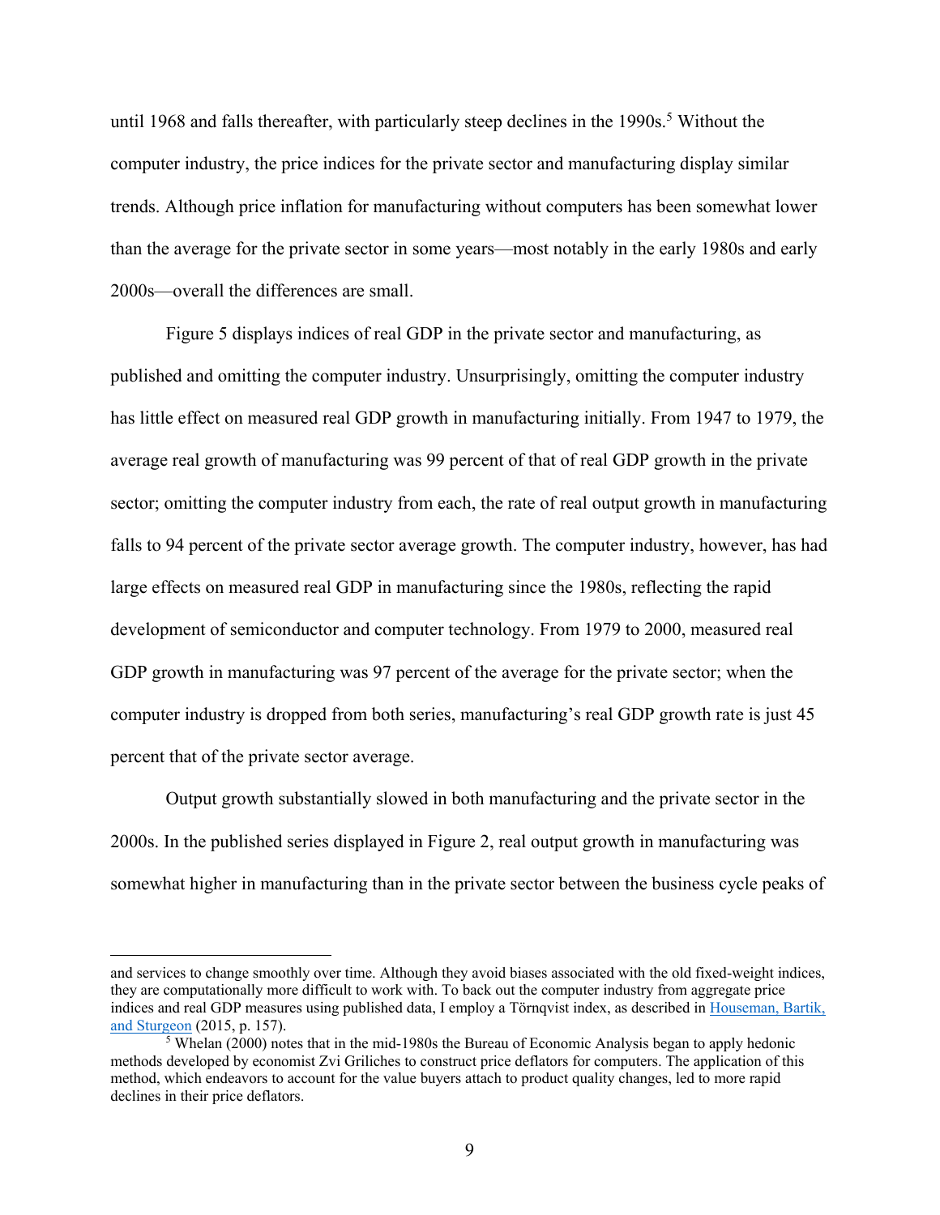until 1968 and falls thereafter, with particularly steep declines in the 1990s.[5] Without the computer industry, the price indices for the private sector and manufacturing display similar trends. Although price inflation for manufacturing without computers has been somewhat lower than the average for the private sector in some years—most notably in the early 1980s and early 2000s—overall the differences are small.

Figure 5 displays indices of real GDP in the private sector and manufacturing, as published and omitting the computer industry. Unsurprisingly, omitting the computer industry has little effect on measured real GDP growth in manufacturing initially. From 1947 to 1979, the average real growth of manufacturing was 99 percent of that of real GDP growth in the private sector; omitting the computer industry from each, the rate of real output growth in manufacturing falls to 94 percent of the private sector average growth. The computer industry, however, has had large effects on measured real GDP in manufacturing since the 1980s, reflecting the rapid development of semiconductor and computer technology. From 1979 to 2000, measured real GDP growth in manufacturing was 97 percent of the average for the private sector; when the computer industry is dropped from both series, manufacturing's real GDP growth rate is just 45 percent that of the private sector average.

Output growth substantially slowed in both manufacturing and the private sector in the 2000s. In the published series displayed in Figure 2, real output growth in manufacturing was somewhat higher in manufacturing than in the private sector between the business cycle peaks of

---

and services to change smoothly over time. Although they avoid biases associated with the old fixed-weight indices, they are computationally more difficult to work with. To back out the computer industry from aggregate price indices and real GDP measures using published data, I employ a Törnqvist index, as described in Houseman, Bartik, and Sturgeon (2015, p. 157).

[5] Whelan (2000) notes that in the mid-1980s the Bureau of Economic Analysis began to apply hedonic methods developed by economist Zvi Griliches to construct price deflators for computers. The application of this method, which endeavors to account for the value buyers attach to product quality changes, led to more rapid declines in their price deflators.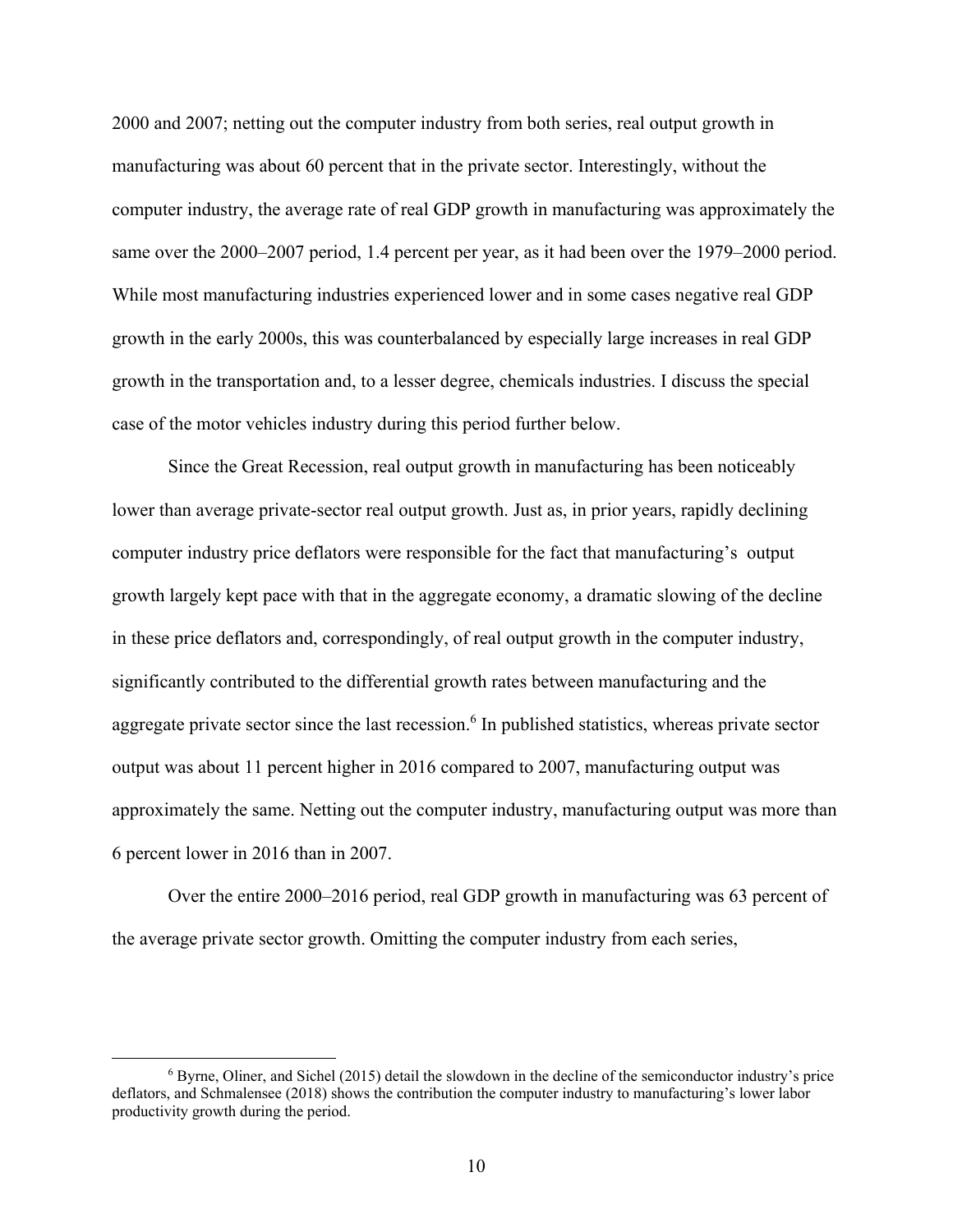2000 and 2007; netting out the computer industry from both series, real output growth in manufacturing was about 60 percent that in the private sector. Interestingly, without the computer industry, the average rate of real GDP growth in manufacturing was approximately the same over the 2000–2007 period, 1.4 percent per year, as it had been over the 1979–2000 period. While most manufacturing industries experienced lower and in some cases negative real GDP growth in the early 2000s, this was counterbalanced by especially large increases in real GDP growth in the transportation and, to a lesser degree, chemicals industries. I discuss the special case of the motor vehicles industry during this period further below.

Since the Great Recession, real output growth in manufacturing has been noticeably lower than average private-sector real output growth. Just as, in prior years, rapidly declining computer industry price deflators were responsible for the fact that manufacturing's output growth largely kept pace with that in the aggregate economy, a dramatic slowing of the decline in these price deflators and, correspondingly, of real output growth in the computer industry, significantly contributed to the differential growth rates between manufacturing and the aggregate private sector since the last recession.[6] In published statistics, whereas private sector output was about 11 percent higher in 2016 compared to 2007, manufacturing output was approximately the same. Netting out the computer industry, manufacturing output was more than 6 percent lower in 2016 than in 2007.

Over the entire 2000–2016 period, real GDP growth in manufacturing was 63 percent of the average private sector growth. Omitting the computer industry from each series,

[6] Byrne, Oliner, and Sichel (2015) detail the slowdown in the decline of the semiconductor industry's price deflators, and Schmalensee (2018) shows the contribution the computer industry to manufacturing's lower labor productivity growth during the period.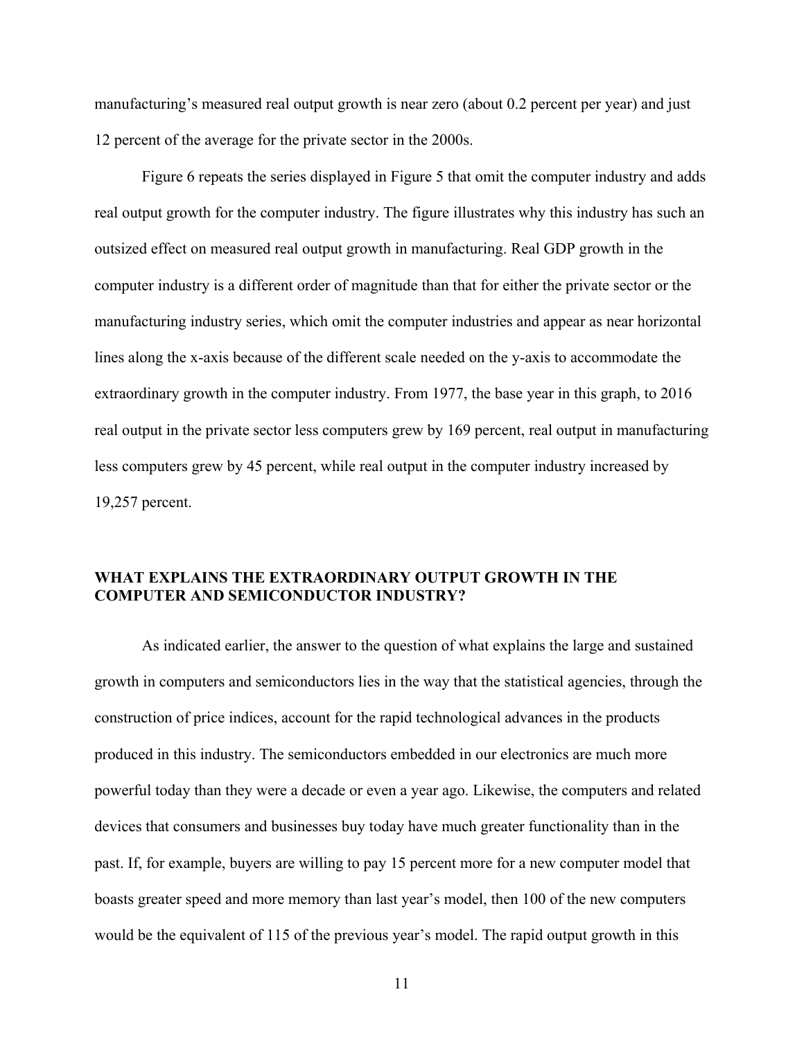manufacturing's measured real output growth is near zero (about 0.2 percent per year) and just 12 percent of the average for the private sector in the 2000s.

Figure 6 repeats the series displayed in Figure 5 that omit the computer industry and adds real output growth for the computer industry. The figure illustrates why this industry has such an outsized effect on measured real output growth in manufacturing. Real GDP growth in the computer industry is a different order of magnitude than that for either the private sector or the manufacturing industry series, which omit the computer industries and appear as near horizontal lines along the x-axis because of the different scale needed on the y-axis to accommodate the extraordinary growth in the computer industry. From 1977, the base year in this graph, to 2016 real output in the private sector less computers grew by 169 percent, real output in manufacturing less computers grew by 45 percent, while real output in the computer industry increased by 19,257 percent.

## WHAT EXPLAINS THE EXTRAORDINARY OUTPUT GROWTH IN THE COMPUTER AND SEMICONDUCTOR INDUSTRY?

As indicated earlier, the answer to the question of what explains the large and sustained growth in computers and semiconductors lies in the way that the statistical agencies, through the construction of price indices, account for the rapid technological advances in the products produced in this industry. The semiconductors embedded in our electronics are much more powerful today than they were a decade or even a year ago. Likewise, the computers and related devices that consumers and businesses buy today have much greater functionality than in the past. If, for example, buyers are willing to pay 15 percent more for a new computer model that boasts greater speed and more memory than last year's model, then 100 of the new computers would be the equivalent of 115 of the previous year's model. The rapid output growth in this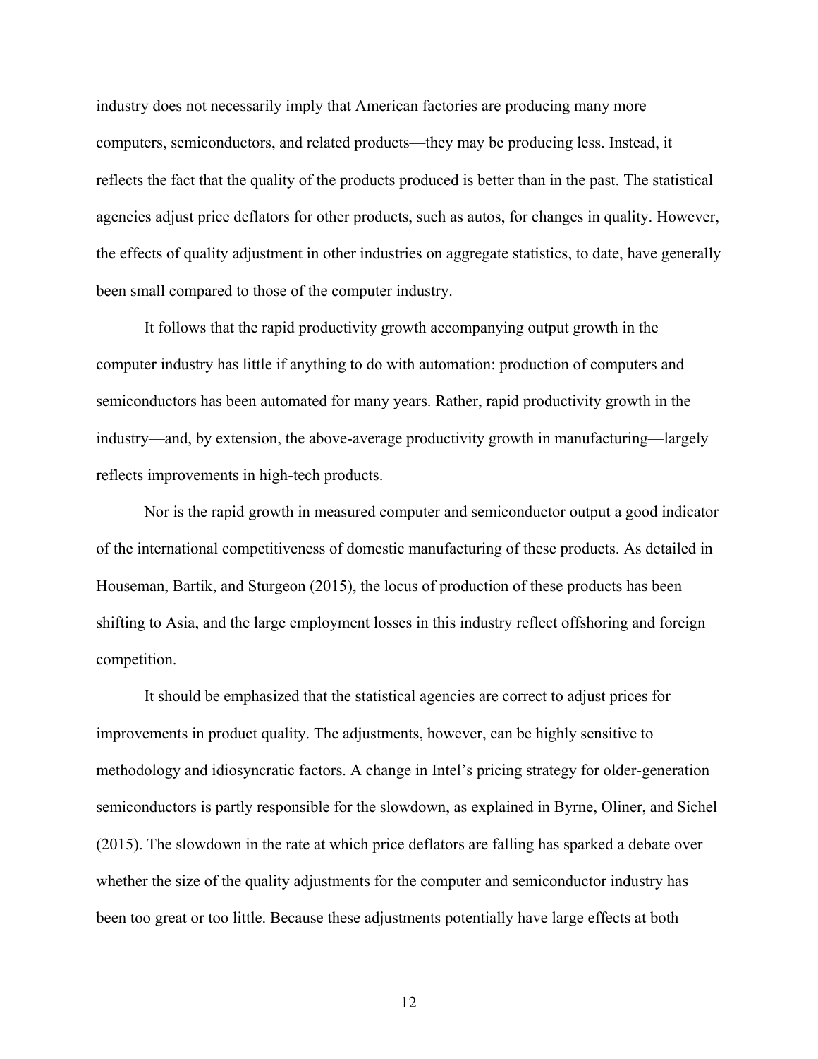industry does not necessarily imply that American factories are producing many more computers, semiconductors, and related products—they may be producing less. Instead, it reflects the fact that the quality of the products produced is better than in the past. The statistical agencies adjust price deflators for other products, such as autos, for changes in quality. However, the effects of quality adjustment in other industries on aggregate statistics, to date, have generally been small compared to those of the computer industry.

It follows that the rapid productivity growth accompanying output growth in the computer industry has little if anything to do with automation: production of computers and semiconductors has been automated for many years. Rather, rapid productivity growth in the industry—and, by extension, the above-average productivity growth in manufacturing—largely reflects improvements in high-tech products.

Nor is the rapid growth in measured computer and semiconductor output a good indicator of the international competitiveness of domestic manufacturing of these products. As detailed in Houseman, Bartik, and Sturgeon (2015), the locus of production of these products has been shifting to Asia, and the large employment losses in this industry reflect offshoring and foreign competition.

It should be emphasized that the statistical agencies are correct to adjust prices for improvements in product quality. The adjustments, however, can be highly sensitive to methodology and idiosyncratic factors. A change in Intel's pricing strategy for older-generation semiconductors is partly responsible for the slowdown, as explained in Byrne, Oliner, and Sichel (2015). The slowdown in the rate at which price deflators are falling has sparked a debate over whether the size of the quality adjustments for the computer and semiconductor industry has been too great or too little. Because these adjustments potentially have large effects at both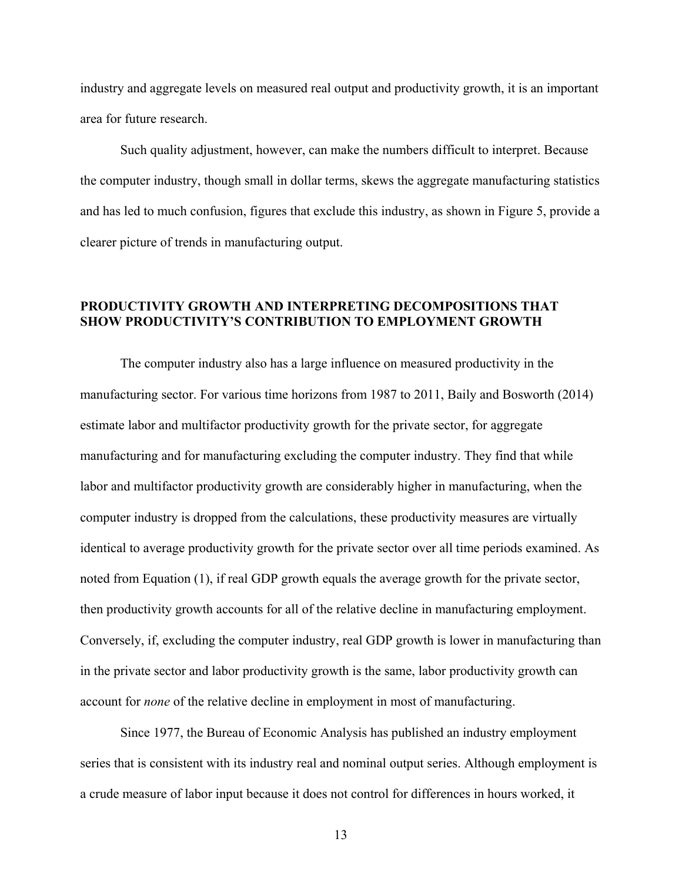industry and aggregate levels on measured real output and productivity growth, it is an important area for future research.

Such quality adjustment, however, can make the numbers difficult to interpret. Because the computer industry, though small in dollar terms, skews the aggregate manufacturing statistics and has led to much confusion, figures that exclude this industry, as shown in Figure 5, provide a clearer picture of trends in manufacturing output.

## PRODUCTIVITY GROWTH AND INTERPRETING DECOMPOSITIONS THAT SHOW PRODUCTIVITY'S CONTRIBUTION TO EMPLOYMENT GROWTH

The computer industry also has a large influence on measured productivity in the manufacturing sector. For various time horizons from 1987 to 2011, Baily and Bosworth (2014) estimate labor and multifactor productivity growth for the private sector, for aggregate manufacturing and for manufacturing excluding the computer industry. They find that while labor and multifactor productivity growth are considerably higher in manufacturing, when the computer industry is dropped from the calculations, these productivity measures are virtually identical to average productivity growth for the private sector over all time periods examined. As noted from Equation (1), if real GDP growth equals the average growth for the private sector, then productivity growth accounts for all of the relative decline in manufacturing employment. Conversely, if, excluding the computer industry, real GDP growth is lower in manufacturing than in the private sector and labor productivity growth is the same, labor productivity growth can account for *none* of the relative decline in employment in most of manufacturing.

Since 1977, the Bureau of Economic Analysis has published an industry employment series that is consistent with its industry real and nominal output series. Although employment is a crude measure of labor input because it does not control for differences in hours worked, it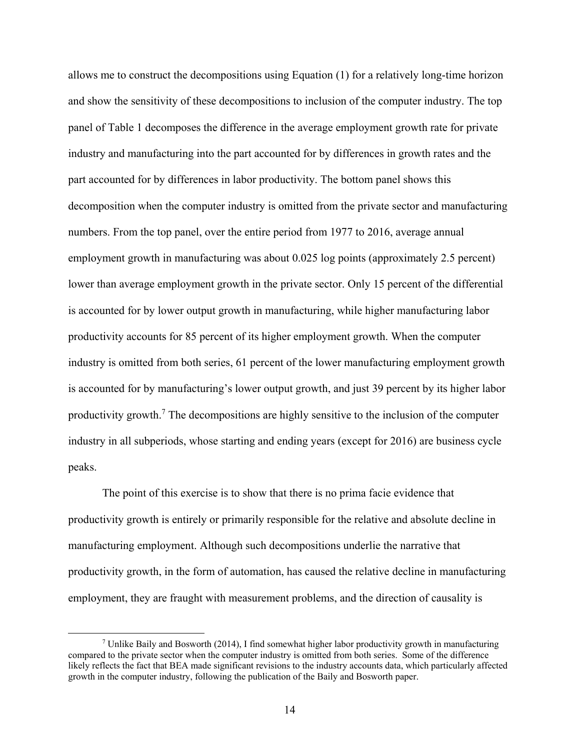allows me to construct the decompositions using Equation (1) for a relatively long-time horizon and show the sensitivity of these decompositions to inclusion of the computer industry. The top panel of Table 1 decomposes the difference in the average employment growth rate for private industry and manufacturing into the part accounted for by differences in growth rates and the part accounted for by differences in labor productivity. The bottom panel shows this decomposition when the computer industry is omitted from the private sector and manufacturing numbers. From the top panel, over the entire period from 1977 to 2016, average annual employment growth in manufacturing was about 0.025 log points (approximately 2.5 percent) lower than average employment growth in the private sector. Only 15 percent of the differential is accounted for by lower output growth in manufacturing, while higher manufacturing labor productivity accounts for 85 percent of its higher employment growth. When the computer industry is omitted from both series, 61 percent of the lower manufacturing employment growth is accounted for by manufacturing's lower output growth, and just 39 percent by its higher labor productivity growth.[7] The decompositions are highly sensitive to the inclusion of the computer industry in all subperiods, whose starting and ending years (except for 2016) are business cycle peaks.

The point of this exercise is to show that there is no prima facie evidence that productivity growth is entirely or primarily responsible for the relative and absolute decline in manufacturing employment. Although such decompositions underlie the narrative that productivity growth, in the form of automation, has caused the relative decline in manufacturing employment, they are fraught with measurement problems, and the direction of causality is

[7] Unlike Baily and Bosworth (2014), I find somewhat higher labor productivity growth in manufacturing compared to the private sector when the computer industry is omitted from both series. Some of the difference likely reflects the fact that BEA made significant revisions to the industry accounts data, which particularly affected growth in the computer industry, following the publication of the Baily and Bosworth paper.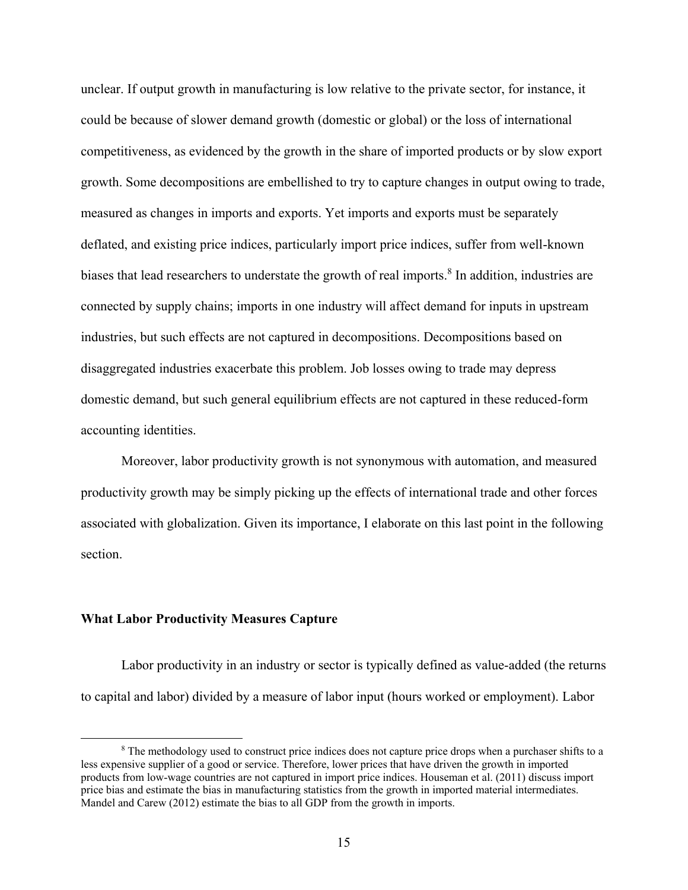unclear. If output growth in manufacturing is low relative to the private sector, for instance, it could be because of slower demand growth (domestic or global) or the loss of international competitiveness, as evidenced by the growth in the share of imported products or by slow export growth. Some decompositions are embellished to try to capture changes in output owing to trade, measured as changes in imports and exports. Yet imports and exports must be separately deflated, and existing price indices, particularly import price indices, suffer from well-known biases that lead researchers to understate the growth of real imports.[8] In addition, industries are connected by supply chains; imports in one industry will affect demand for inputs in upstream industries, but such effects are not captured in decompositions. Decompositions based on disaggregated industries exacerbate this problem. Job losses owing to trade may depress domestic demand, but such general equilibrium effects are not captured in these reduced-form accounting identities.

Moreover, labor productivity growth is not synonymous with automation, and measured productivity growth may be simply picking up the effects of international trade and other forces associated with globalization. Given its importance, I elaborate on this last point in the following section.

### What Labor Productivity Measures Capture

Labor productivity in an industry or sector is typically defined as value-added (the returns to capital and labor) divided by a measure of labor input (hours worked or employment). Labor

---

[8] The methodology used to construct price indices does not capture price drops when a purchaser shifts to a less expensive supplier of a good or service. Therefore, lower prices that have driven the growth in imported products from low-wage countries are not captured in import price indices. Houseman et al. (2011) discuss import price bias and estimate the bias in manufacturing statistics from the growth in imported material intermediates. Mandel and Carew (2012) estimate the bias to all GDP from the growth in imports.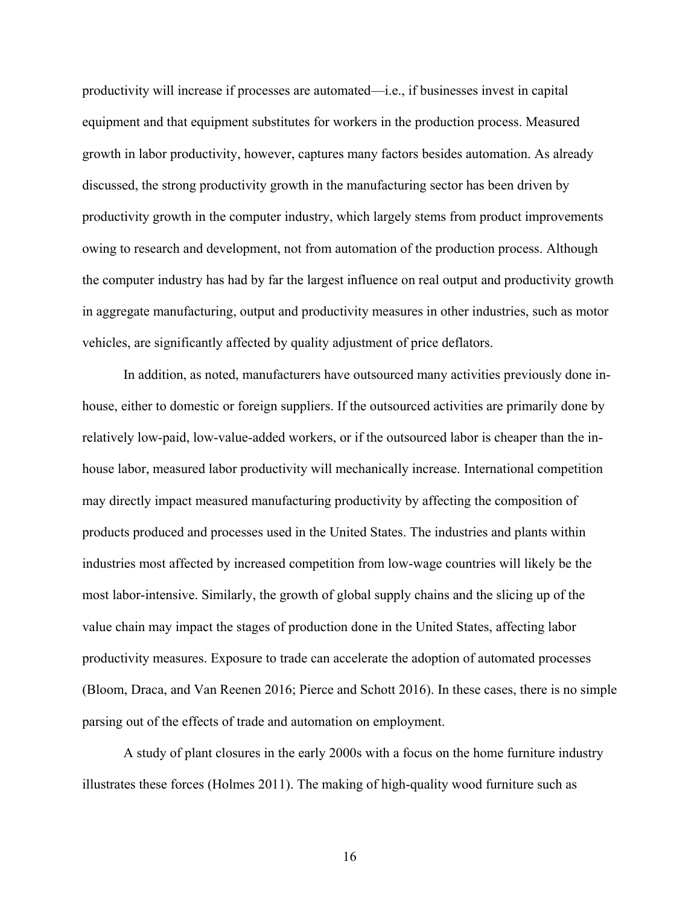productivity will increase if processes are automated—i.e., if businesses invest in capital equipment and that equipment substitutes for workers in the production process. Measured growth in labor productivity, however, captures many factors besides automation. As already discussed, the strong productivity growth in the manufacturing sector has been driven by productivity growth in the computer industry, which largely stems from product improvements owing to research and development, not from automation of the production process. Although the computer industry has had by far the largest influence on real output and productivity growth in aggregate manufacturing, output and productivity measures in other industries, such as motor vehicles, are significantly affected by quality adjustment of price deflators.

In addition, as noted, manufacturers have outsourced many activities previously done in-house, either to domestic or foreign suppliers. If the outsourced activities are primarily done by relatively low-paid, low-value-added workers, or if the outsourced labor is cheaper than the in-house labor, measured labor productivity will mechanically increase. International competition may directly impact measured manufacturing productivity by affecting the composition of products produced and processes used in the United States. The industries and plants within industries most affected by increased competition from low-wage countries will likely be the most labor-intensive. Similarly, the growth of global supply chains and the slicing up of the value chain may impact the stages of production done in the United States, affecting labor productivity measures. Exposure to trade can accelerate the adoption of automated processes (Bloom, Draca, and Van Reenen 2016; Pierce and Schott 2016). In these cases, there is no simple parsing out of the effects of trade and automation on employment.

A study of plant closures in the early 2000s with a focus on the home furniture industry illustrates these forces (Holmes 2011). The making of high-quality wood furniture such as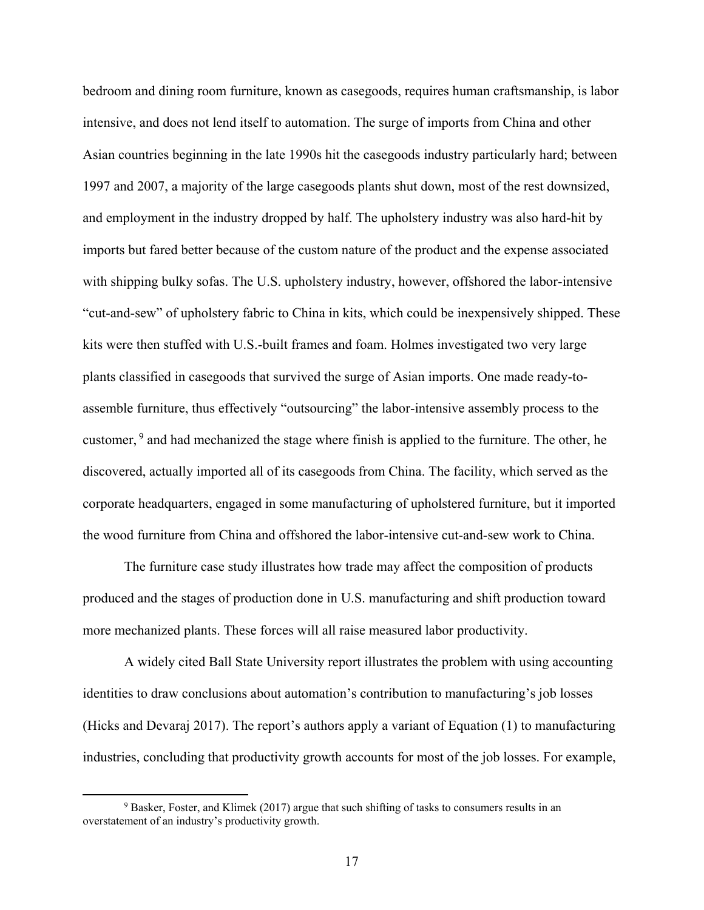bedroom and dining room furniture, known as casegoods, requires human craftsmanship, is labor intensive, and does not lend itself to automation. The surge of imports from China and other Asian countries beginning in the late 1990s hit the casegoods industry particularly hard; between 1997 and 2007, a majority of the large casegoods plants shut down, most of the rest downsized, and employment in the industry dropped by half. The upholstery industry was also hard-hit by imports but fared better because of the custom nature of the product and the expense associated with shipping bulky sofas. The U.S. upholstery industry, however, offshored the labor-intensive "cut-and-sew" of upholstery fabric to China in kits, which could be inexpensively shipped. These kits were then stuffed with U.S.-built frames and foam. Holmes investigated two very large plants classified in casegoods that survived the surge of Asian imports. One made ready-to-assemble furniture, thus effectively "outsourcing" the labor-intensive assembly process to the customer, [9] and had mechanized the stage where finish is applied to the furniture. The other, he discovered, actually imported all of its casegoods from China. The facility, which served as the corporate headquarters, engaged in some manufacturing of upholstered furniture, but it imported the wood furniture from China and offshored the labor-intensive cut-and-sew work to China.

The furniture case study illustrates how trade may affect the composition of products produced and the stages of production done in U.S. manufacturing and shift production toward more mechanized plants. These forces will all raise measured labor productivity.

A widely cited Ball State University report illustrates the problem with using accounting identities to draw conclusions about automation's contribution to manufacturing's job losses (Hicks and Devaraj 2017). The report's authors apply a variant of Equation (1) to manufacturing industries, concluding that productivity growth accounts for most of the job losses. For example,

[9] Basker, Foster, and Klimek (2017) argue that such shifting of tasks to consumers results in an overstatement of an industry's productivity growth.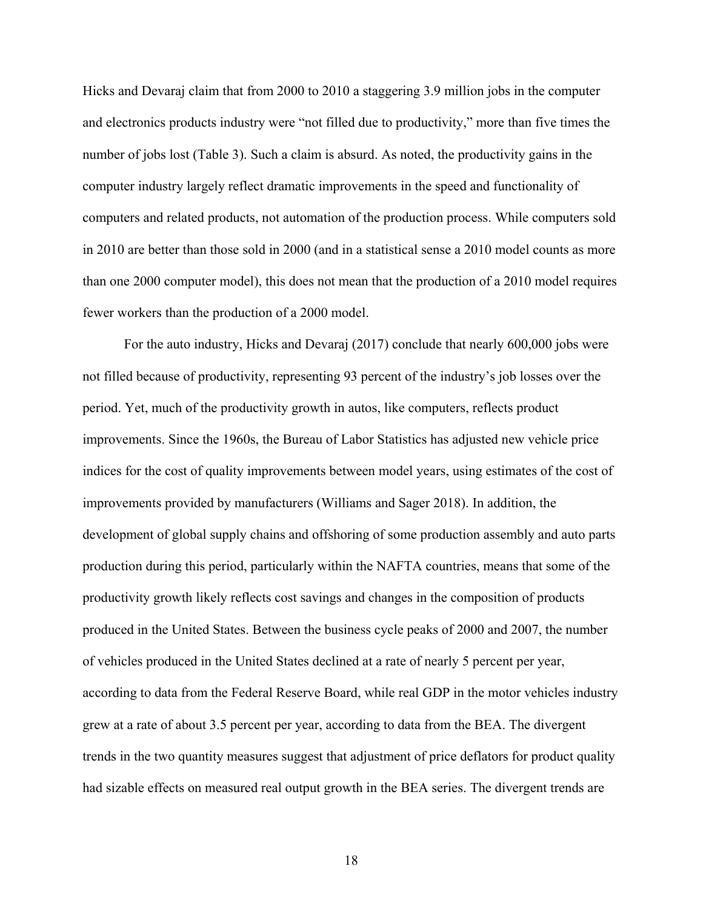Hicks and Devaraj claim that from 2000 to 2010 a staggering 3.9 million jobs in the computer and electronics products industry were "not filled due to productivity," more than five times the number of jobs lost (Table 3). Such a claim is absurd. As noted, the productivity gains in the computer industry largely reflect dramatic improvements in the speed and functionality of computers and related products, not automation of the production process. While computers sold in 2010 are better than those sold in 2000 (and in a statistical sense a 2010 model counts as more than one 2000 computer model), this does not mean that the production of a 2010 model requires fewer workers than the production of a 2000 model.

For the auto industry, Hicks and Devaraj (2017) conclude that nearly 600,000 jobs were not filled because of productivity, representing 93 percent of the industry's job losses over the period. Yet, much of the productivity growth in autos, like computers, reflects product improvements. Since the 1960s, the Bureau of Labor Statistics has adjusted new vehicle price indices for the cost of quality improvements between model years, using estimates of the cost of improvements provided by manufacturers (Williams and Sager 2018). In addition, the development of global supply chains and offshoring of some production assembly and auto parts production during this period, particularly within the NAFTA countries, means that some of the productivity growth likely reflects cost savings and changes in the composition of products produced in the United States. Between the business cycle peaks of 2000 and 2007, the number of vehicles produced in the United States declined at a rate of nearly 5 percent per year, according to data from the Federal Reserve Board, while real GDP in the motor vehicles industry grew at a rate of about 3.5 percent per year, according to data from the BEA. The divergent trends in the two quantity measures suggest that adjustment of price deflators for product quality had sizable effects on measured real output growth in the BEA series. The divergent trends are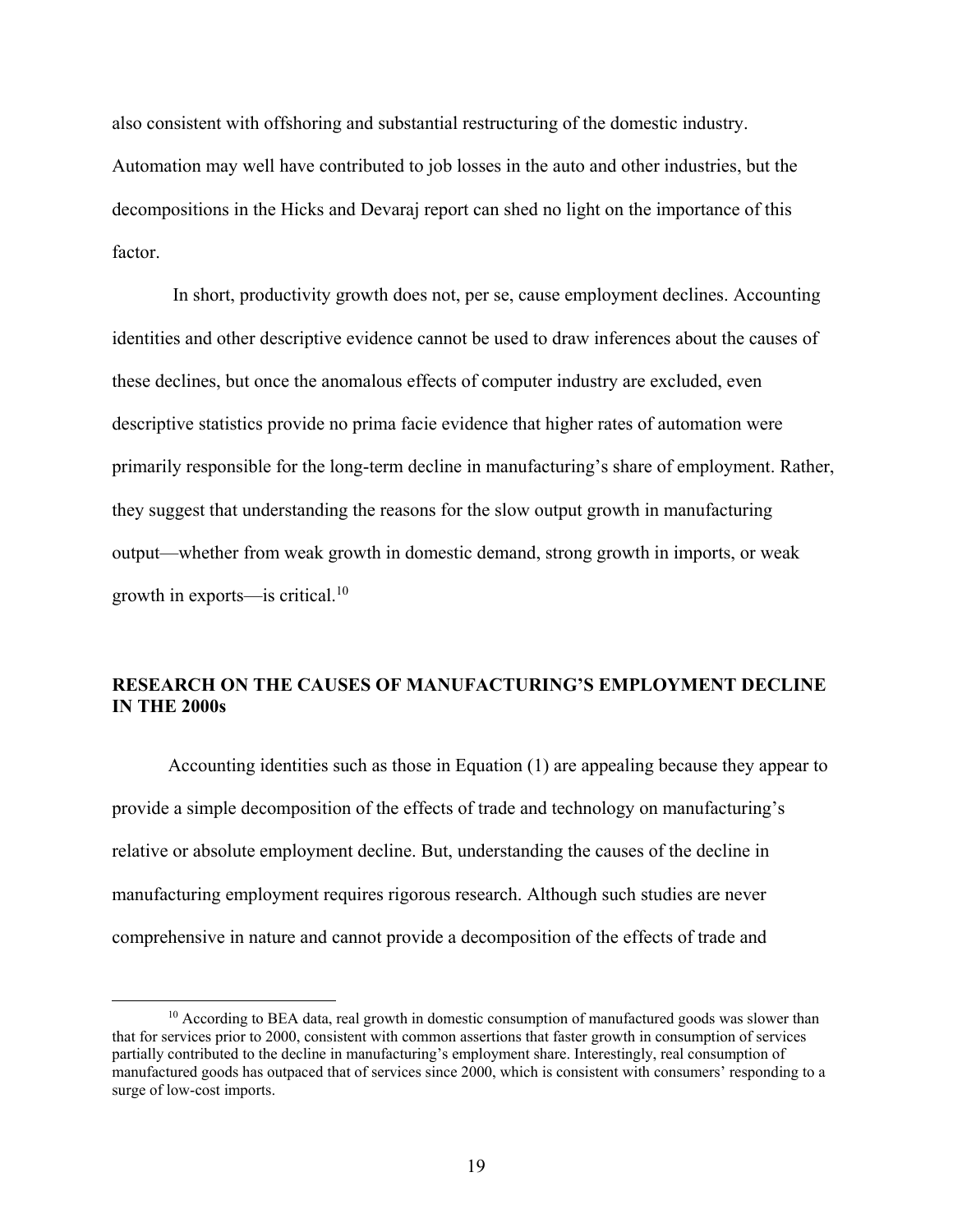also consistent with offshoring and substantial restructuring of the domestic industry. Automation may well have contributed to job losses in the auto and other industries, but the decompositions in the Hicks and Devaraj report can shed no light on the importance of this factor.

In short, productivity growth does not, per se, cause employment declines. Accounting identities and other descriptive evidence cannot be used to draw inferences about the causes of these declines, but once the anomalous effects of computer industry are excluded, even descriptive statistics provide no prima facie evidence that higher rates of automation were primarily responsible for the long-term decline in manufacturing's share of employment. Rather, they suggest that understanding the reasons for the slow output growth in manufacturing output—whether from weak growth in domestic demand, strong growth in imports, or weak growth in exports—is critical.[10]

## RESEARCH ON THE CAUSES OF MANUFACTURING'S EMPLOYMENT DECLINE IN THE 2000s

Accounting identities such as those in Equation (1) are appealing because they appear to provide a simple decomposition of the effects of trade and technology on manufacturing's relative or absolute employment decline. But, understanding the causes of the decline in manufacturing employment requires rigorous research. Although such studies are never comprehensive in nature and cannot provide a decomposition of the effects of trade and

---

[10] According to BEA data, real growth in domestic consumption of manufactured goods was slower than that for services prior to 2000, consistent with common assertions that faster growth in consumption of services partially contributed to the decline in manufacturing's employment share. Interestingly, real consumption of manufactured goods has outpaced that of services since 2000, which is consistent with consumers' responding to a surge of low-cost imports.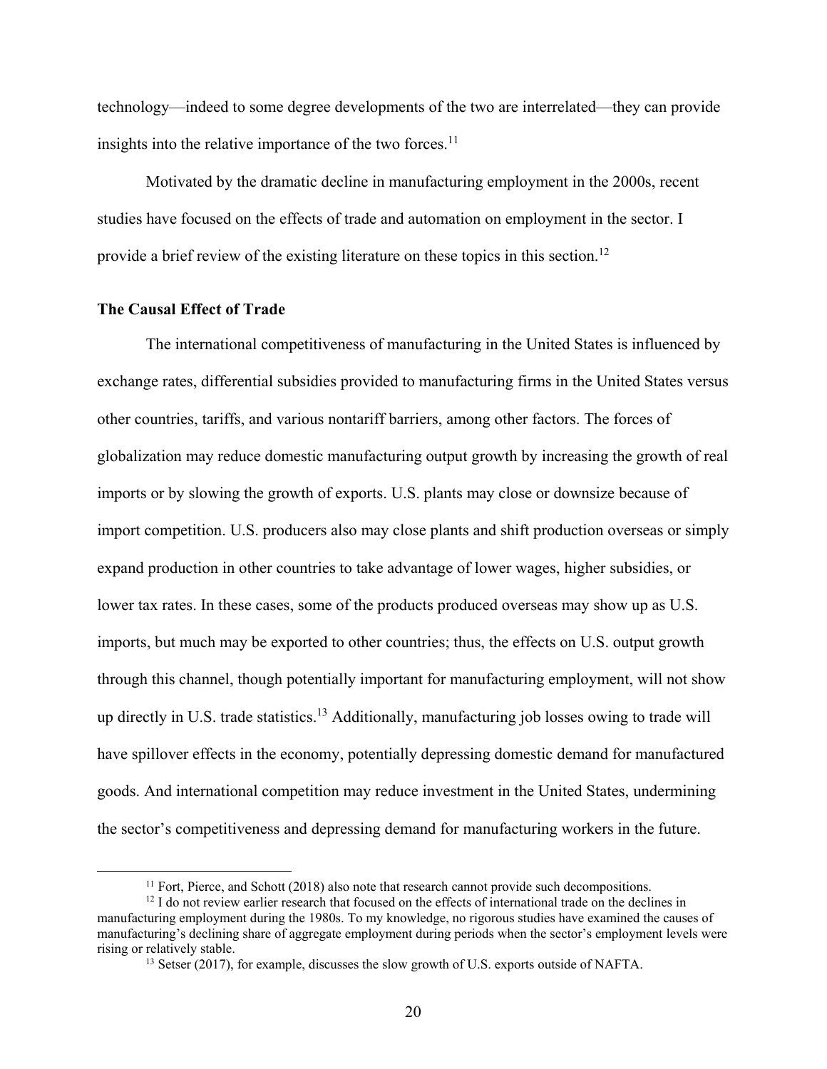technology—indeed to some degree developments of the two are interrelated—they can provide insights into the relative importance of the two forces.[11]

Motivated by the dramatic decline in manufacturing employment in the 2000s, recent studies have focused on the effects of trade and automation on employment in the sector. I provide a brief review of the existing literature on these topics in this section.[12]

**The Causal Effect of Trade**

The international competitiveness of manufacturing in the United States is influenced by exchange rates, differential subsidies provided to manufacturing firms in the United States versus other countries, tariffs, and various nontariff barriers, among other factors. The forces of globalization may reduce domestic manufacturing output growth by increasing the growth of real imports or by slowing the growth of exports. U.S. plants may close or downsize because of import competition. U.S. producers also may close plants and shift production overseas or simply expand production in other countries to take advantage of lower wages, higher subsidies, or lower tax rates. In these cases, some of the products produced overseas may show up as U.S. imports, but much may be exported to other countries; thus, the effects on U.S. output growth through this channel, though potentially important for manufacturing employment, will not show up directly in U.S. trade statistics.[13] Additionally, manufacturing job losses owing to trade will have spillover effects in the economy, potentially depressing domestic demand for manufactured goods. And international competition may reduce investment in the United States, undermining the sector's competitiveness and depressing demand for manufacturing workers in the future.

[11] Fort, Pierce, and Schott (2018) also note that research cannot provide such decompositions.

[12] I do not review earlier research that focused on the effects of international trade on the declines in manufacturing employment during the 1980s. To my knowledge, no rigorous studies have examined the causes of manufacturing's declining share of aggregate employment during periods when the sector's employment levels were rising or relatively stable.

[13] Setser (2017), for example, discusses the slow growth of U.S. exports outside of NAFTA.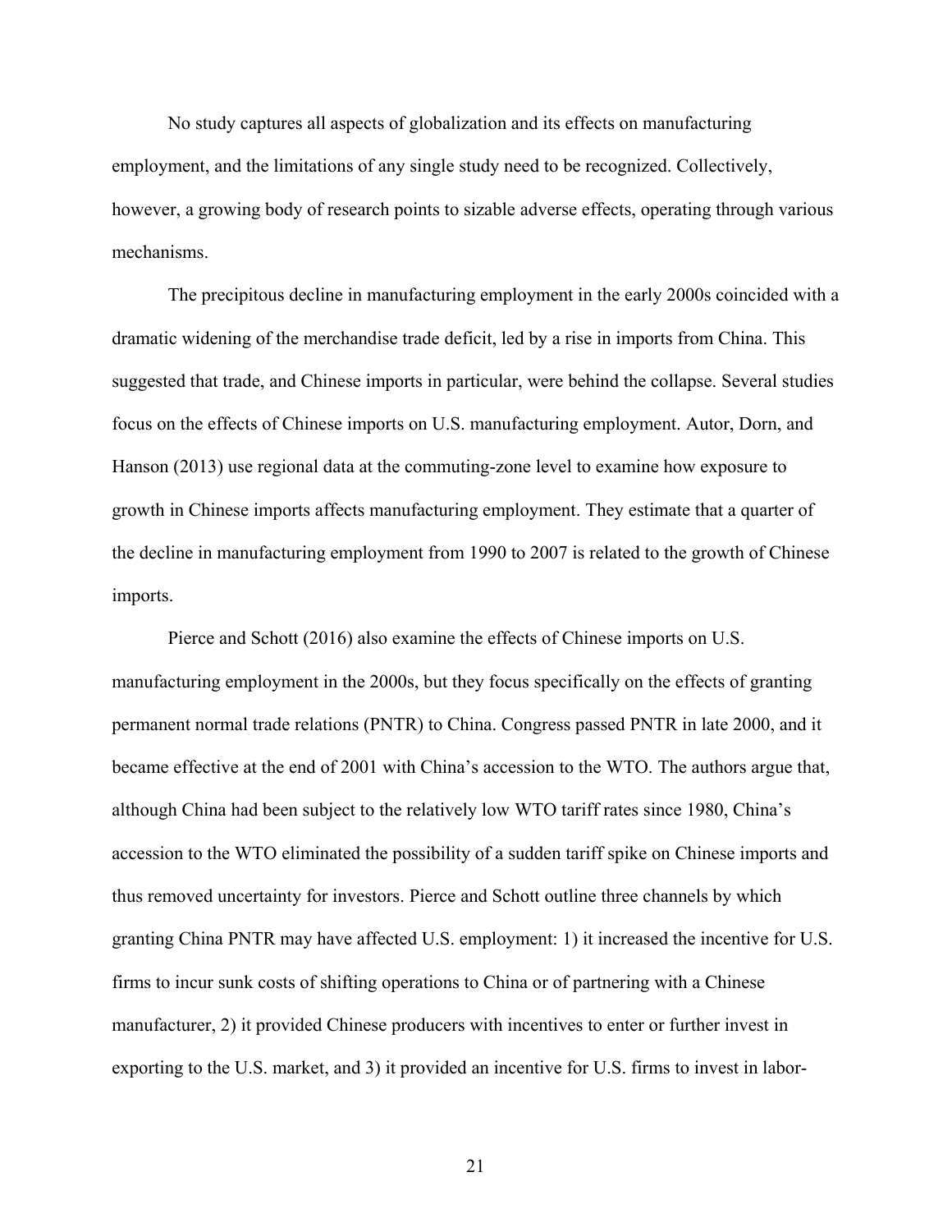No study captures all aspects of globalization and its effects on manufacturing employment, and the limitations of any single study need to be recognized. Collectively, however, a growing body of research points to sizable adverse effects, operating through various mechanisms.

The precipitous decline in manufacturing employment in the early 2000s coincided with a dramatic widening of the merchandise trade deficit, led by a rise in imports from China. This suggested that trade, and Chinese imports in particular, were behind the collapse. Several studies focus on the effects of Chinese imports on U.S. manufacturing employment. Autor, Dorn, and Hanson (2013) use regional data at the commuting-zone level to examine how exposure to growth in Chinese imports affects manufacturing employment. They estimate that a quarter of the decline in manufacturing employment from 1990 to 2007 is related to the growth of Chinese imports.

Pierce and Schott (2016) also examine the effects of Chinese imports on U.S. manufacturing employment in the 2000s, but they focus specifically on the effects of granting permanent normal trade relations (PNTR) to China. Congress passed PNTR in late 2000, and it became effective at the end of 2001 with China's accession to the WTO. The authors argue that, although China had been subject to the relatively low WTO tariff rates since 1980, China's accession to the WTO eliminated the possibility of a sudden tariff spike on Chinese imports and thus removed uncertainty for investors. Pierce and Schott outline three channels by which granting China PNTR may have affected U.S. employment: 1) it increased the incentive for U.S. firms to incur sunk costs of shifting operations to China or of partnering with a Chinese manufacturer, 2) it provided Chinese producers with incentives to enter or further invest in exporting to the U.S. market, and 3) it provided an incentive for U.S. firms to invest in labor-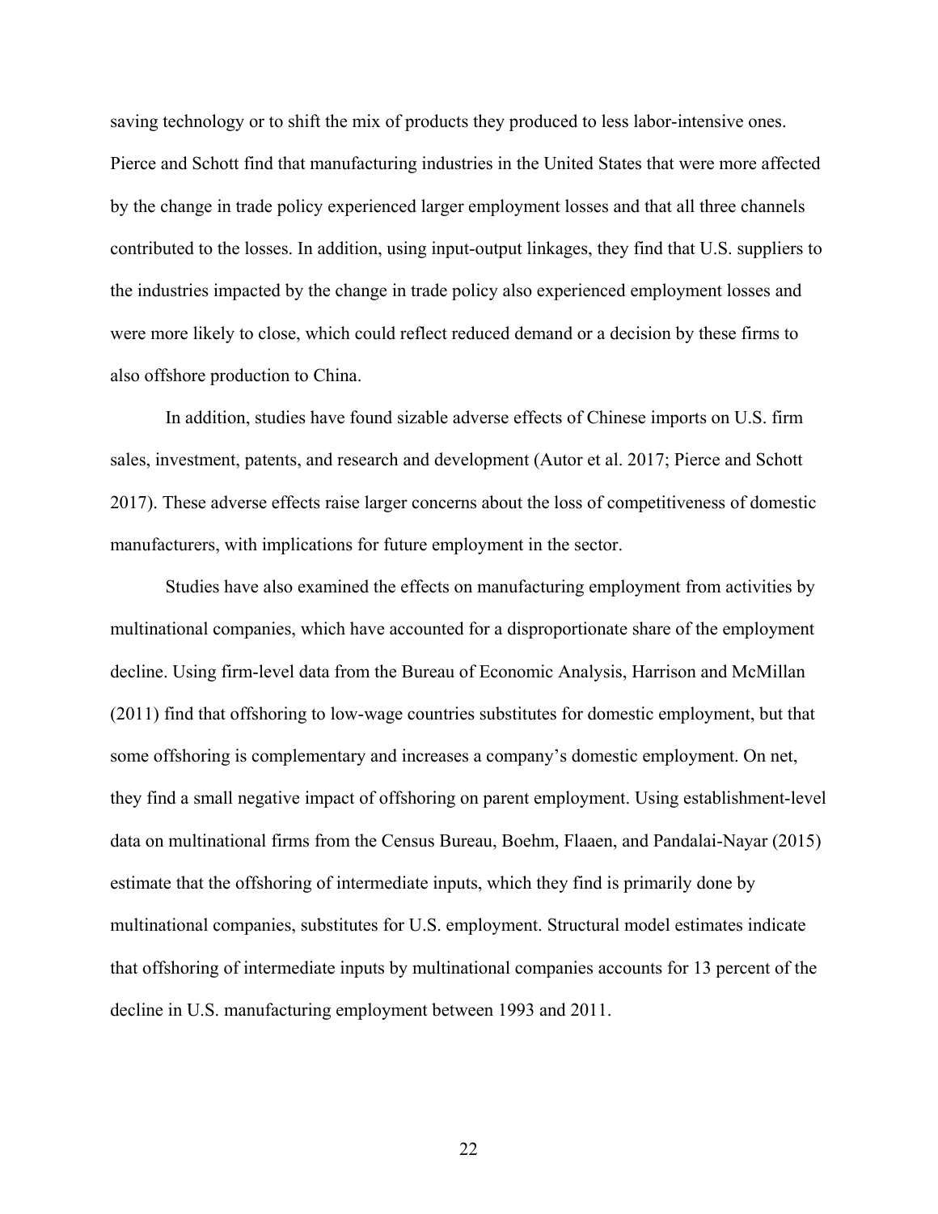saving technology or to shift the mix of products they produced to less labor-intensive ones. Pierce and Schott find that manufacturing industries in the United States that were more affected by the change in trade policy experienced larger employment losses and that all three channels contributed to the losses. In addition, using input-output linkages, they find that U.S. suppliers to the industries impacted by the change in trade policy also experienced employment losses and were more likely to close, which could reflect reduced demand or a decision by these firms to also offshore production to China.

In addition, studies have found sizable adverse effects of Chinese imports on U.S. firm sales, investment, patents, and research and development (Autor et al. 2017; Pierce and Schott 2017). These adverse effects raise larger concerns about the loss of competitiveness of domestic manufacturers, with implications for future employment in the sector.

Studies have also examined the effects on manufacturing employment from activities by multinational companies, which have accounted for a disproportionate share of the employment decline. Using firm-level data from the Bureau of Economic Analysis, Harrison and McMillan (2011) find that offshoring to low-wage countries substitutes for domestic employment, but that some offshoring is complementary and increases a company's domestic employment. On net, they find a small negative impact of offshoring on parent employment. Using establishment-level data on multinational firms from the Census Bureau, Boehm, Flaaen, and Pandalai-Nayar (2015) estimate that the offshoring of intermediate inputs, which they find is primarily done by multinational companies, substitutes for U.S. employment. Structural model estimates indicate that offshoring of intermediate inputs by multinational companies accounts for 13 percent of the decline in U.S. manufacturing employment between 1993 and 2011.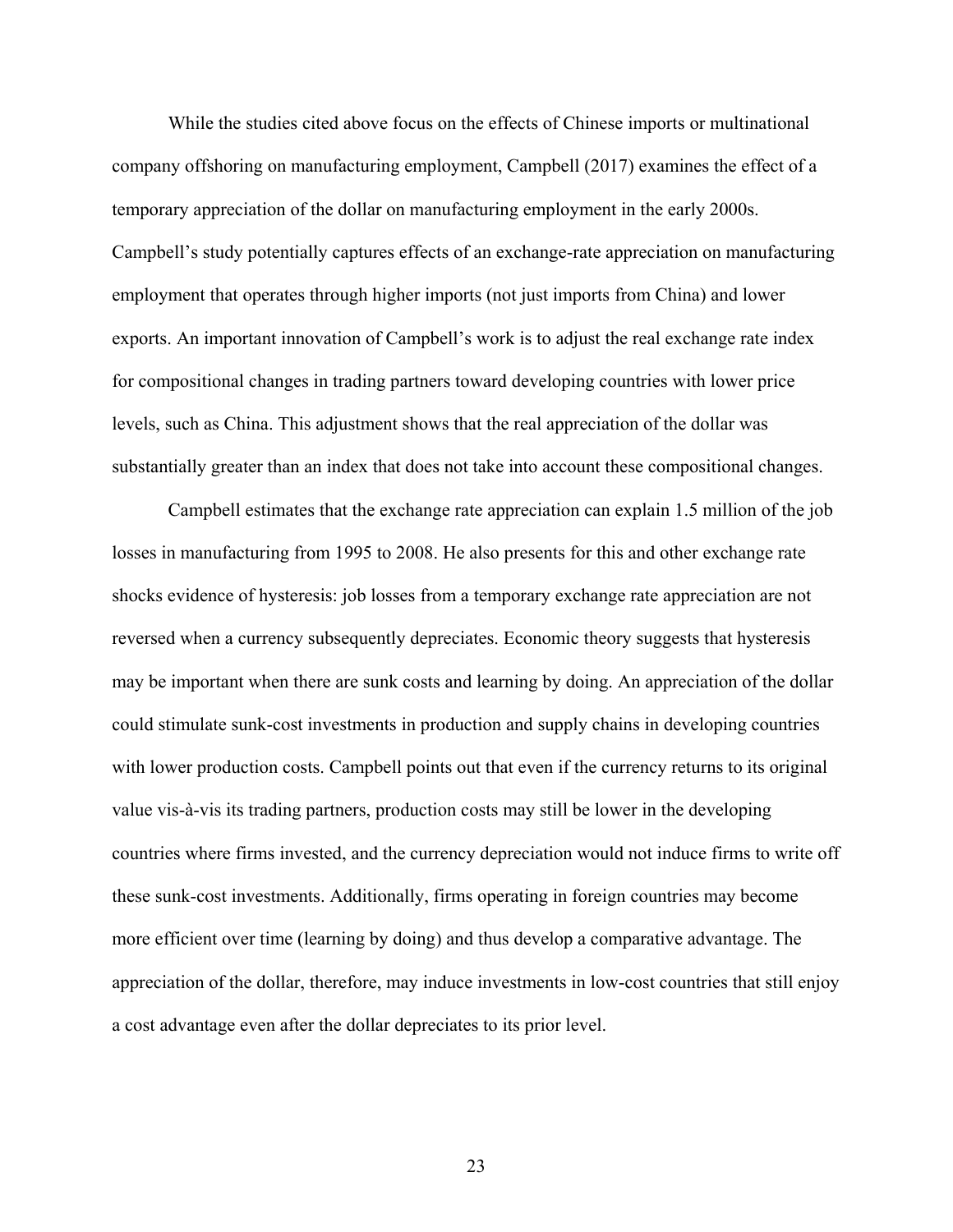While the studies cited above focus on the effects of Chinese imports or multinational company offshoring on manufacturing employment, Campbell (2017) examines the effect of a temporary appreciation of the dollar on manufacturing employment in the early 2000s. Campbell's study potentially captures effects of an exchange-rate appreciation on manufacturing employment that operates through higher imports (not just imports from China) and lower exports. An important innovation of Campbell's work is to adjust the real exchange rate index for compositional changes in trading partners toward developing countries with lower price levels, such as China. This adjustment shows that the real appreciation of the dollar was substantially greater than an index that does not take into account these compositional changes.

Campbell estimates that the exchange rate appreciation can explain 1.5 million of the job losses in manufacturing from 1995 to 2008. He also presents for this and other exchange rate shocks evidence of hysteresis: job losses from a temporary exchange rate appreciation are not reversed when a currency subsequently depreciates. Economic theory suggests that hysteresis may be important when there are sunk costs and learning by doing. An appreciation of the dollar could stimulate sunk-cost investments in production and supply chains in developing countries with lower production costs. Campbell points out that even if the currency returns to its original value vis-à-vis its trading partners, production costs may still be lower in the developing countries where firms invested, and the currency depreciation would not induce firms to write off these sunk-cost investments. Additionally, firms operating in foreign countries may become more efficient over time (learning by doing) and thus develop a comparative advantage. The appreciation of the dollar, therefore, may induce investments in low-cost countries that still enjoy a cost advantage even after the dollar depreciates to its prior level.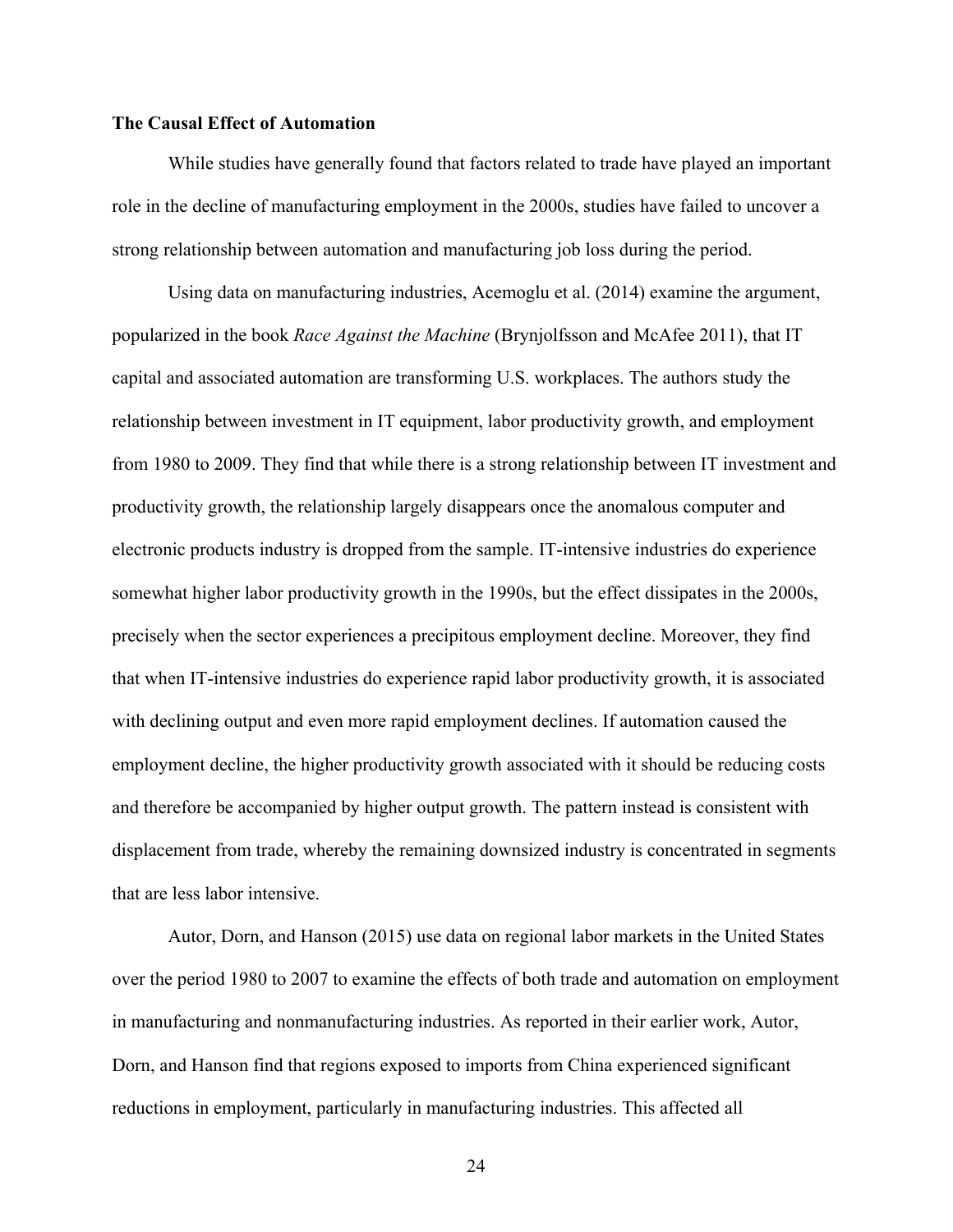**The Causal Effect of Automation**

While studies have generally found that factors related to trade have played an important role in the decline of manufacturing employment in the 2000s, studies have failed to uncover a strong relationship between automation and manufacturing job loss during the period.

Using data on manufacturing industries, Acemoglu et al. (2014) examine the argument, popularized in the book *Race Against the Machine* (Brynjolfsson and McAfee 2011), that IT capital and associated automation are transforming U.S. workplaces. The authors study the relationship between investment in IT equipment, labor productivity growth, and employment from 1980 to 2009. They find that while there is a strong relationship between IT investment and productivity growth, the relationship largely disappears once the anomalous computer and electronic products industry is dropped from the sample. IT-intensive industries do experience somewhat higher labor productivity growth in the 1990s, but the effect dissipates in the 2000s, precisely when the sector experiences a precipitous employment decline. Moreover, they find that when IT-intensive industries do experience rapid labor productivity growth, it is associated with declining output and even more rapid employment declines. If automation caused the employment decline, the higher productivity growth associated with it should be reducing costs and therefore be accompanied by higher output growth. The pattern instead is consistent with displacement from trade, whereby the remaining downsized industry is concentrated in segments that are less labor intensive.

Autor, Dorn, and Hanson (2015) use data on regional labor markets in the United States over the period 1980 to 2007 to examine the effects of both trade and automation on employment in manufacturing and nonmanufacturing industries. As reported in their earlier work, Autor, Dorn, and Hanson find that regions exposed to imports from China experienced significant reductions in employment, particularly in manufacturing industries. This affected all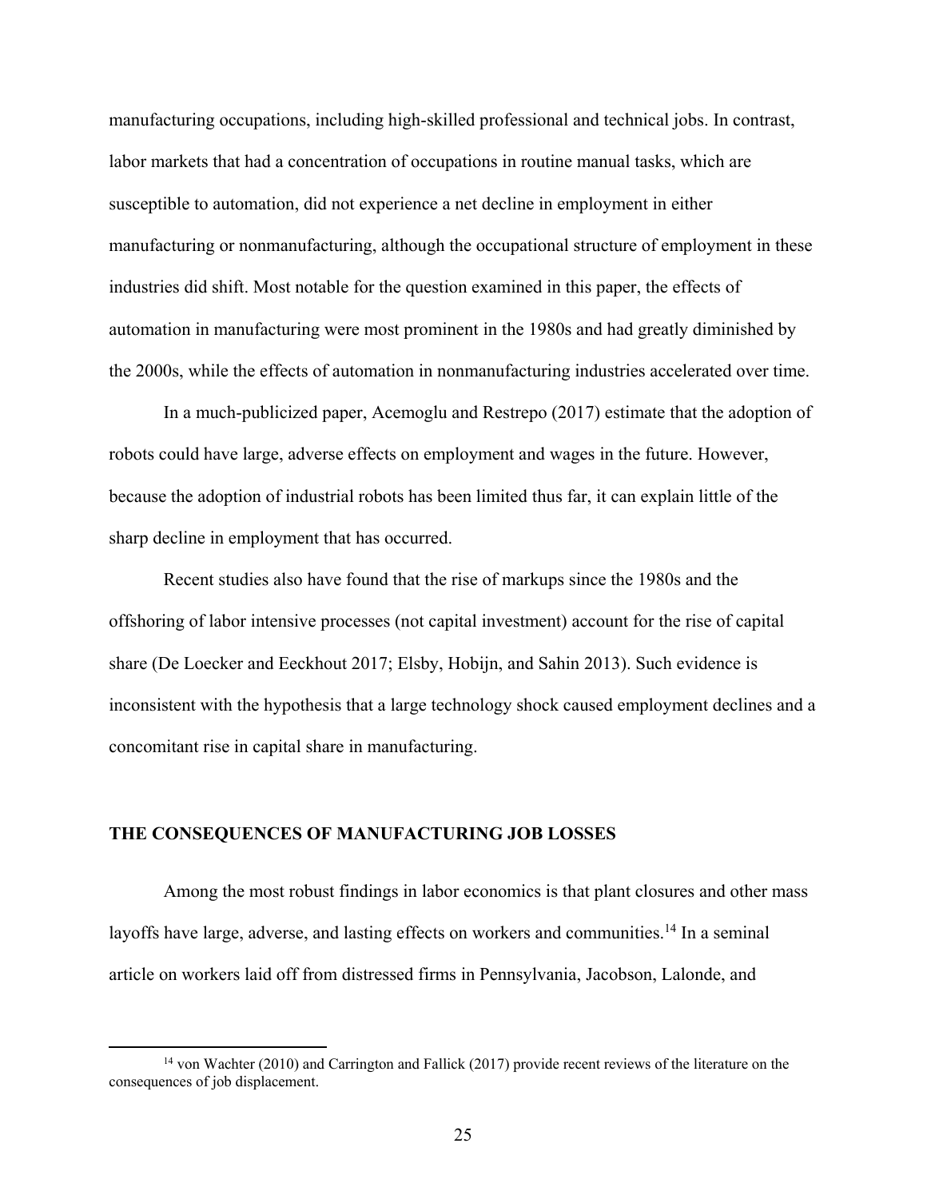manufacturing occupations, including high-skilled professional and technical jobs. In contrast, labor markets that had a concentration of occupations in routine manual tasks, which are susceptible to automation, did not experience a net decline in employment in either manufacturing or nonmanufacturing, although the occupational structure of employment in these industries did shift. Most notable for the question examined in this paper, the effects of automation in manufacturing were most prominent in the 1980s and had greatly diminished by the 2000s, while the effects of automation in nonmanufacturing industries accelerated over time.

In a much-publicized paper, Acemoglu and Restrepo (2017) estimate that the adoption of robots could have large, adverse effects on employment and wages in the future. However, because the adoption of industrial robots has been limited thus far, it can explain little of the sharp decline in employment that has occurred.

Recent studies also have found that the rise of markups since the 1980s and the offshoring of labor intensive processes (not capital investment) account for the rise of capital share (De Loecker and Eeckhout 2017; Elsby, Hobijn, and Sahin 2013). Such evidence is inconsistent with the hypothesis that a large technology shock caused employment declines and a concomitant rise in capital share in manufacturing.

## THE CONSEQUENCES OF MANUFACTURING JOB LOSSES

Among the most robust findings in labor economics is that plant closures and other mass layoffs have large, adverse, and lasting effects on workers and communities.[14] In a seminal article on workers laid off from distressed firms in Pennsylvania, Jacobson, Lalonde, and

[14] von Wachter (2010) and Carrington and Fallick (2017) provide recent reviews of the literature on the consequences of job displacement.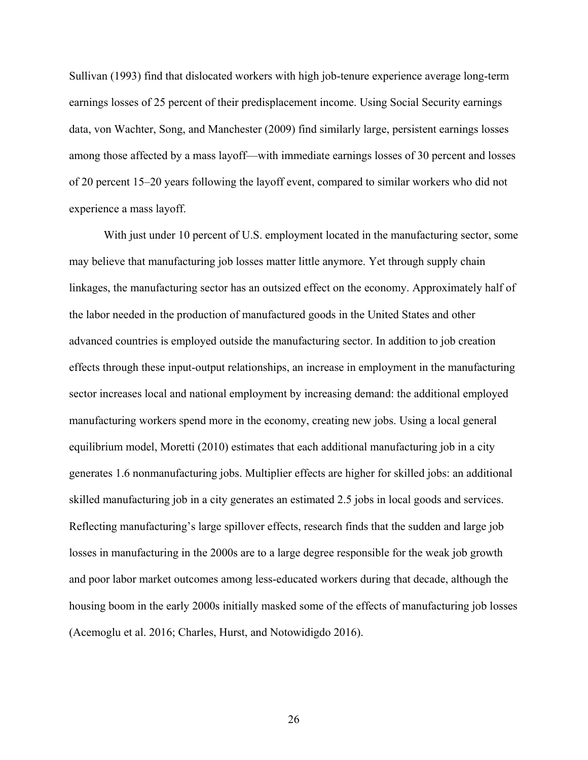Sullivan (1993) find that dislocated workers with high job-tenure experience average long-term earnings losses of 25 percent of their predisplacement income. Using Social Security earnings data, von Wachter, Song, and Manchester (2009) find similarly large, persistent earnings losses among those affected by a mass layoff—with immediate earnings losses of 30 percent and losses of 20 percent 15–20 years following the layoff event, compared to similar workers who did not experience a mass layoff.

With just under 10 percent of U.S. employment located in the manufacturing sector, some may believe that manufacturing job losses matter little anymore. Yet through supply chain linkages, the manufacturing sector has an outsized effect on the economy. Approximately half of the labor needed in the production of manufactured goods in the United States and other advanced countries is employed outside the manufacturing sector. In addition to job creation effects through these input-output relationships, an increase in employment in the manufacturing sector increases local and national employment by increasing demand: the additional employed manufacturing workers spend more in the economy, creating new jobs. Using a local general equilibrium model, Moretti (2010) estimates that each additional manufacturing job in a city generates 1.6 nonmanufacturing jobs. Multiplier effects are higher for skilled jobs: an additional skilled manufacturing job in a city generates an estimated 2.5 jobs in local goods and services. Reflecting manufacturing's large spillover effects, research finds that the sudden and large job losses in manufacturing in the 2000s are to a large degree responsible for the weak job growth and poor labor market outcomes among less-educated workers during that decade, although the housing boom in the early 2000s initially masked some of the effects of manufacturing job losses (Acemoglu et al. 2016; Charles, Hurst, and Notowidigdo 2016).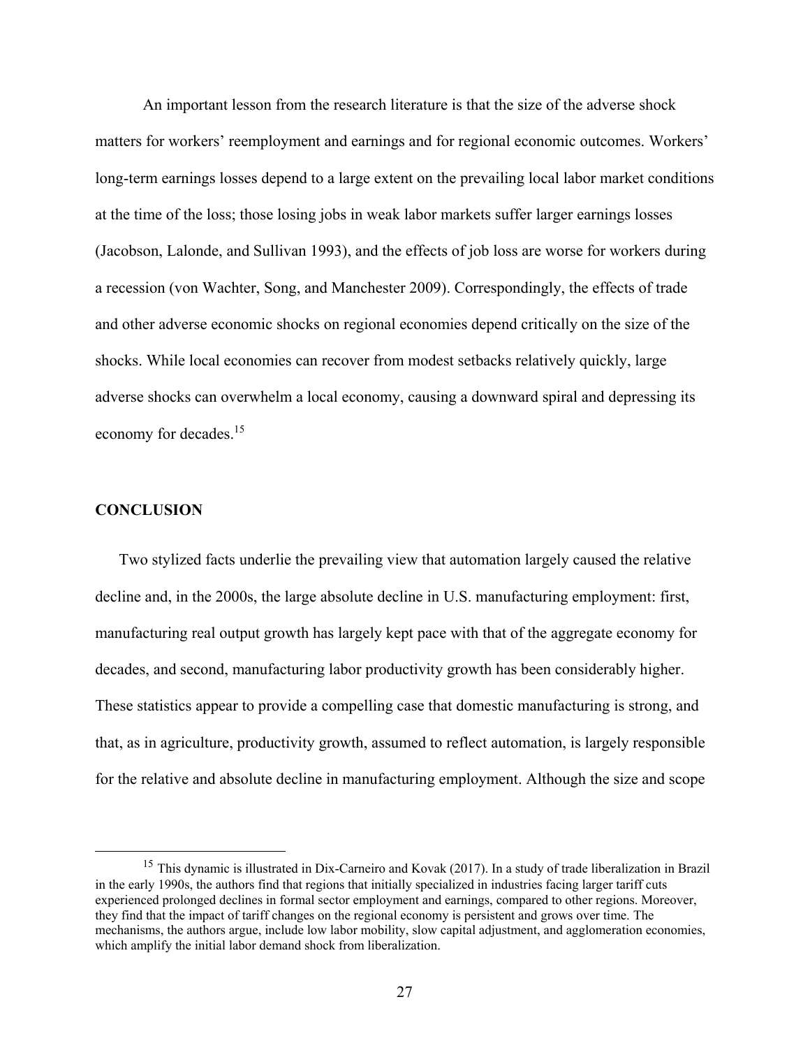An important lesson from the research literature is that the size of the adverse shock matters for workers' reemployment and earnings and for regional economic outcomes. Workers' long-term earnings losses depend to a large extent on the prevailing local labor market conditions at the time of the loss; those losing jobs in weak labor markets suffer larger earnings losses (Jacobson, Lalonde, and Sullivan 1993), and the effects of job loss are worse for workers during a recession (von Wachter, Song, and Manchester 2009). Correspondingly, the effects of trade and other adverse economic shocks on regional economies depend critically on the size of the shocks. While local economies can recover from modest setbacks relatively quickly, large adverse shocks can overwhelm a local economy, causing a downward spiral and depressing its economy for decades.[15]

## CONCLUSION

Two stylized facts underlie the prevailing view that automation largely caused the relative decline and, in the 2000s, the large absolute decline in U.S. manufacturing employment: first, manufacturing real output growth has largely kept pace with that of the aggregate economy for decades, and second, manufacturing labor productivity growth has been considerably higher. These statistics appear to provide a compelling case that domestic manufacturing is strong, and that, as in agriculture, productivity growth, assumed to reflect automation, is largely responsible for the relative and absolute decline in manufacturing employment. Although the size and scope

[15] This dynamic is illustrated in Dix-Carneiro and Kovak (2017). In a study of trade liberalization in Brazil in the early 1990s, the authors find that regions that initially specialized in industries facing larger tariff cuts experienced prolonged declines in formal sector employment and earnings, compared to other regions. Moreover, they find that the impact of tariff changes on the regional economy is persistent and grows over time. The mechanisms, the authors argue, include low labor mobility, slow capital adjustment, and agglomeration economies, which amplify the initial labor demand shock from liberalization.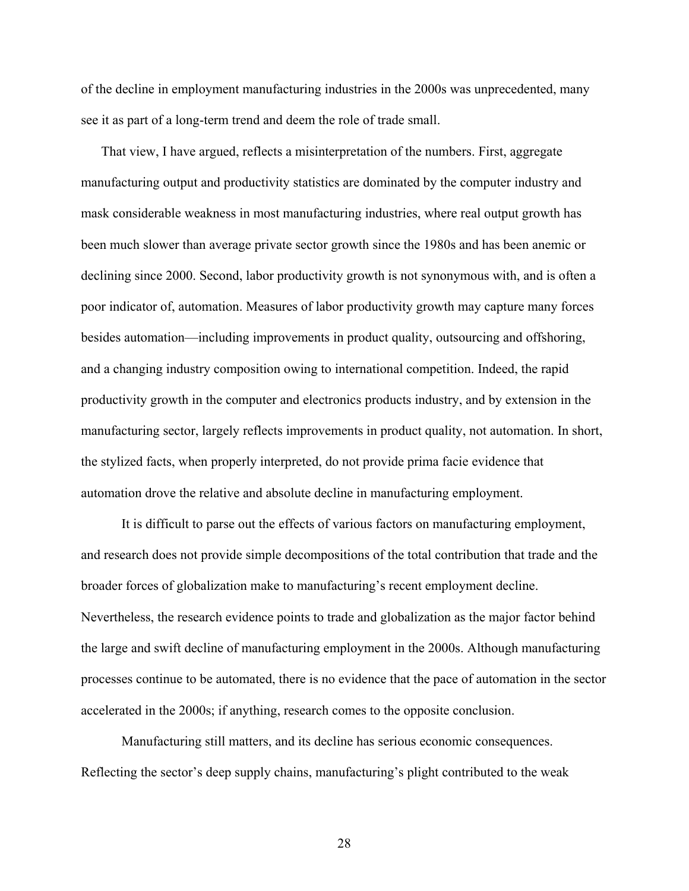of the decline in employment manufacturing industries in the 2000s was unprecedented, many see it as part of a long-term trend and deem the role of trade small.

That view, I have argued, reflects a misinterpretation of the numbers. First, aggregate manufacturing output and productivity statistics are dominated by the computer industry and mask considerable weakness in most manufacturing industries, where real output growth has been much slower than average private sector growth since the 1980s and has been anemic or declining since 2000. Second, labor productivity growth is not synonymous with, and is often a poor indicator of, automation. Measures of labor productivity growth may capture many forces besides automation—including improvements in product quality, outsourcing and offshoring, and a changing industry composition owing to international competition. Indeed, the rapid productivity growth in the computer and electronics products industry, and by extension in the manufacturing sector, largely reflects improvements in product quality, not automation. In short, the stylized facts, when properly interpreted, do not provide prima facie evidence that automation drove the relative and absolute decline in manufacturing employment.

It is difficult to parse out the effects of various factors on manufacturing employment, and research does not provide simple decompositions of the total contribution that trade and the broader forces of globalization make to manufacturing's recent employment decline. Nevertheless, the research evidence points to trade and globalization as the major factor behind the large and swift decline of manufacturing employment in the 2000s. Although manufacturing processes continue to be automated, there is no evidence that the pace of automation in the sector accelerated in the 2000s; if anything, research comes to the opposite conclusion.

Manufacturing still matters, and its decline has serious economic consequences. Reflecting the sector's deep supply chains, manufacturing's plight contributed to the weak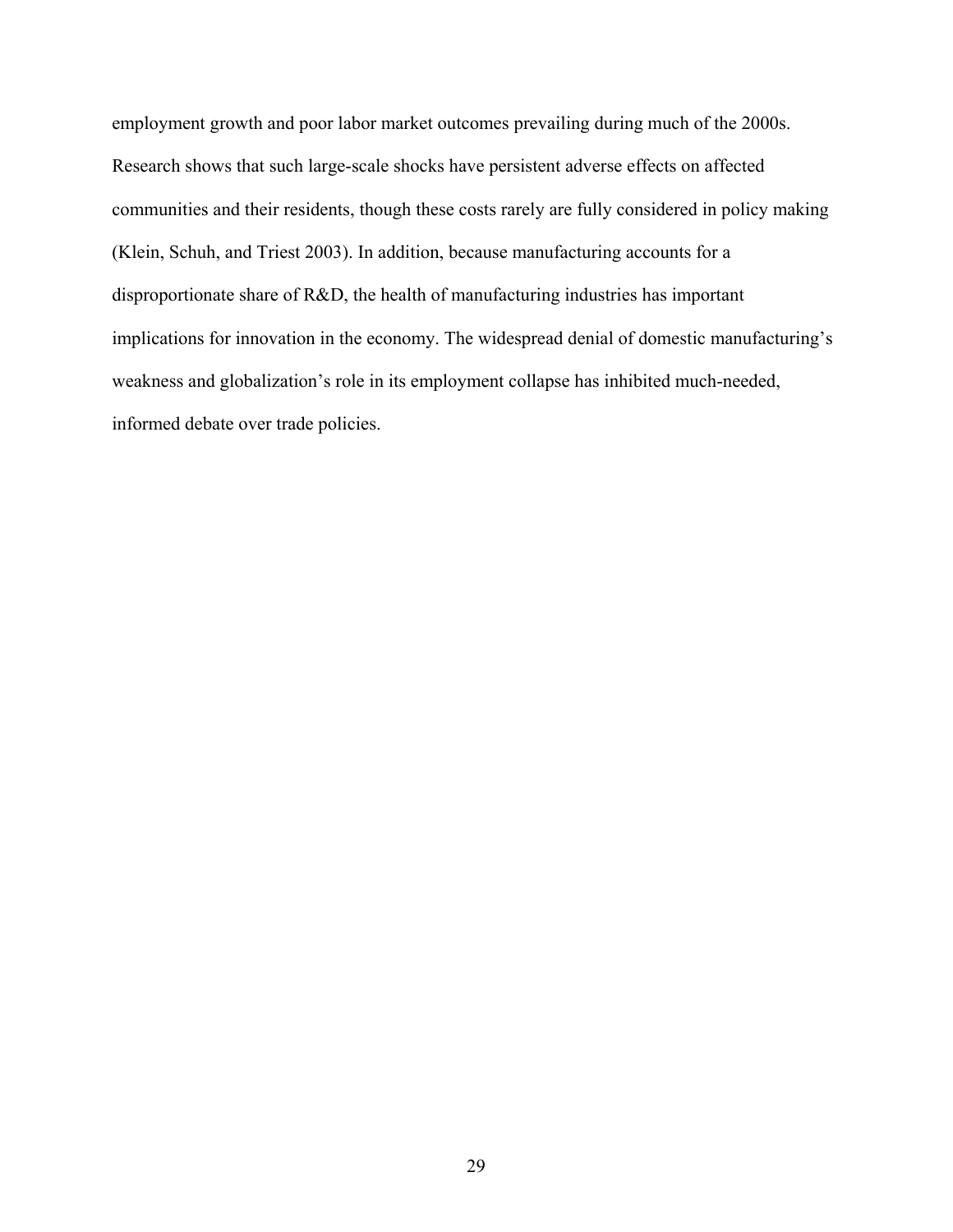employment growth and poor labor market outcomes prevailing during much of the 2000s. Research shows that such large-scale shocks have persistent adverse effects on affected communities and their residents, though these costs rarely are fully considered in policy making (Klein, Schuh, and Triest 2003). In addition, because manufacturing accounts for a disproportionate share of R&D, the health of manufacturing industries has important implications for innovation in the economy. The widespread denial of domestic manufacturing's weakness and globalization's role in its employment collapse has inhibited much-needed, informed debate over trade policies.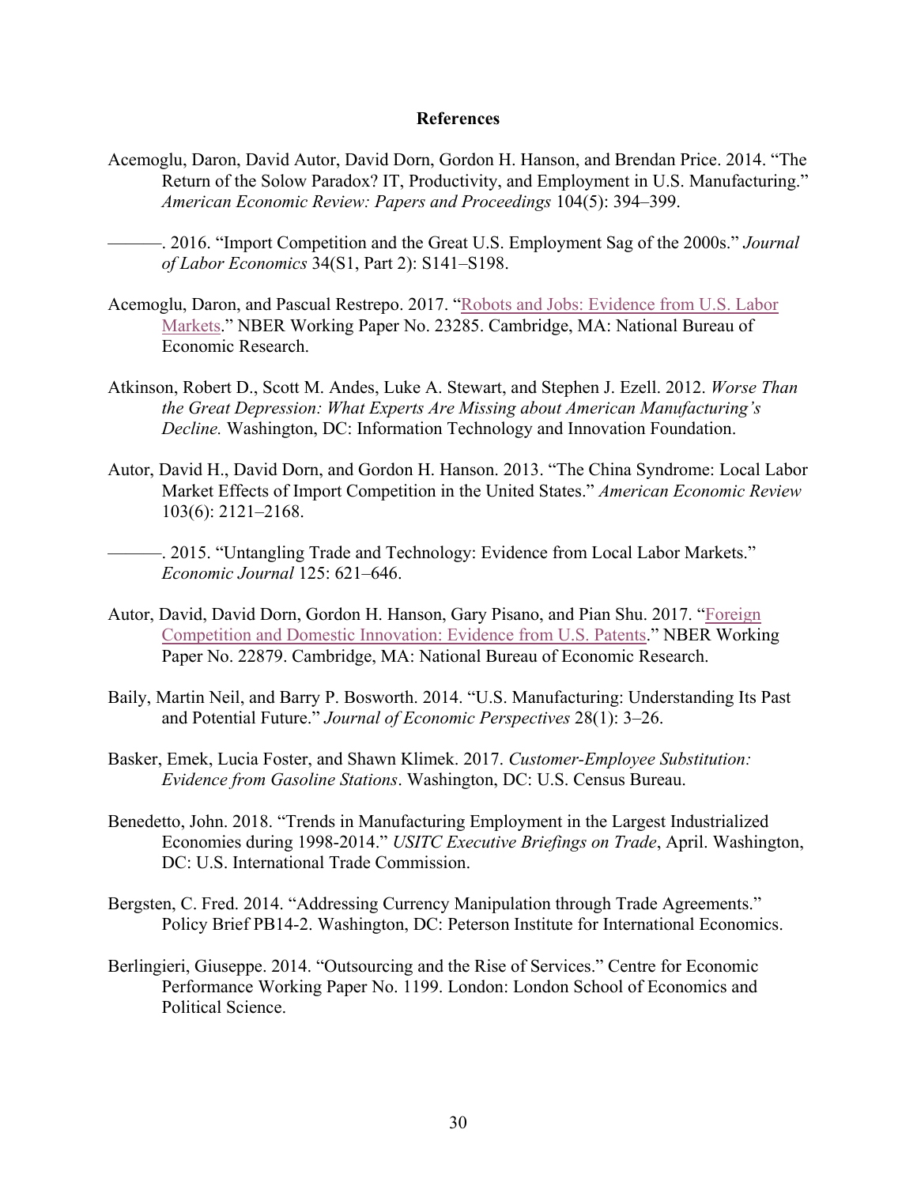## References

Acemoglu, Daron, David Autor, David Dorn, Gordon H. Hanson, and Brendan Price. 2014. "The Return of the Solow Paradox? IT, Productivity, and Employment in U.S. Manufacturing." *American Economic Review: Papers and Proceedings* 104(5): 394–399.

———. 2016. "Import Competition and the Great U.S. Employment Sag of the 2000s." *Journal of Labor Economics* 34(S1, Part 2): S141–S198.

Acemoglu, Daron, and Pascual Restrepo. 2017. "Robots and Jobs: Evidence from U.S. Labor Markets." NBER Working Paper No. 23285. Cambridge, MA: National Bureau of Economic Research.

Atkinson, Robert D., Scott M. Andes, Luke A. Stewart, and Stephen J. Ezell. 2012. *Worse Than the Great Depression: What Experts Are Missing about American Manufacturing's Decline.* Washington, DC: Information Technology and Innovation Foundation.

Autor, David H., David Dorn, and Gordon H. Hanson. 2013. "The China Syndrome: Local Labor Market Effects of Import Competition in the United States." *American Economic Review* 103(6): 2121–2168.

———. 2015. "Untangling Trade and Technology: Evidence from Local Labor Markets." *Economic Journal* 125: 621–646.

Autor, David, David Dorn, Gordon H. Hanson, Gary Pisano, and Pian Shu. 2017. "Foreign Competition and Domestic Innovation: Evidence from U.S. Patents." NBER Working Paper No. 22879. Cambridge, MA: National Bureau of Economic Research.

Baily, Martin Neil, and Barry P. Bosworth. 2014. "U.S. Manufacturing: Understanding Its Past and Potential Future." *Journal of Economic Perspectives* 28(1): 3–26.

Basker, Emek, Lucia Foster, and Shawn Klimek. 2017. *Customer-Employee Substitution: Evidence from Gasoline Stations*. Washington, DC: U.S. Census Bureau.

Benedetto, John. 2018. "Trends in Manufacturing Employment in the Largest Industrialized Economies during 1998-2014." *USITC Executive Briefings on Trade*, April. Washington, DC: U.S. International Trade Commission.

Bergsten, C. Fred. 2014. "Addressing Currency Manipulation through Trade Agreements." Policy Brief PB14-2. Washington, DC: Peterson Institute for International Economics.

Berlingieri, Giuseppe. 2014. "Outsourcing and the Rise of Services." Centre for Economic Performance Working Paper No. 1199. London: London School of Economics and Political Science.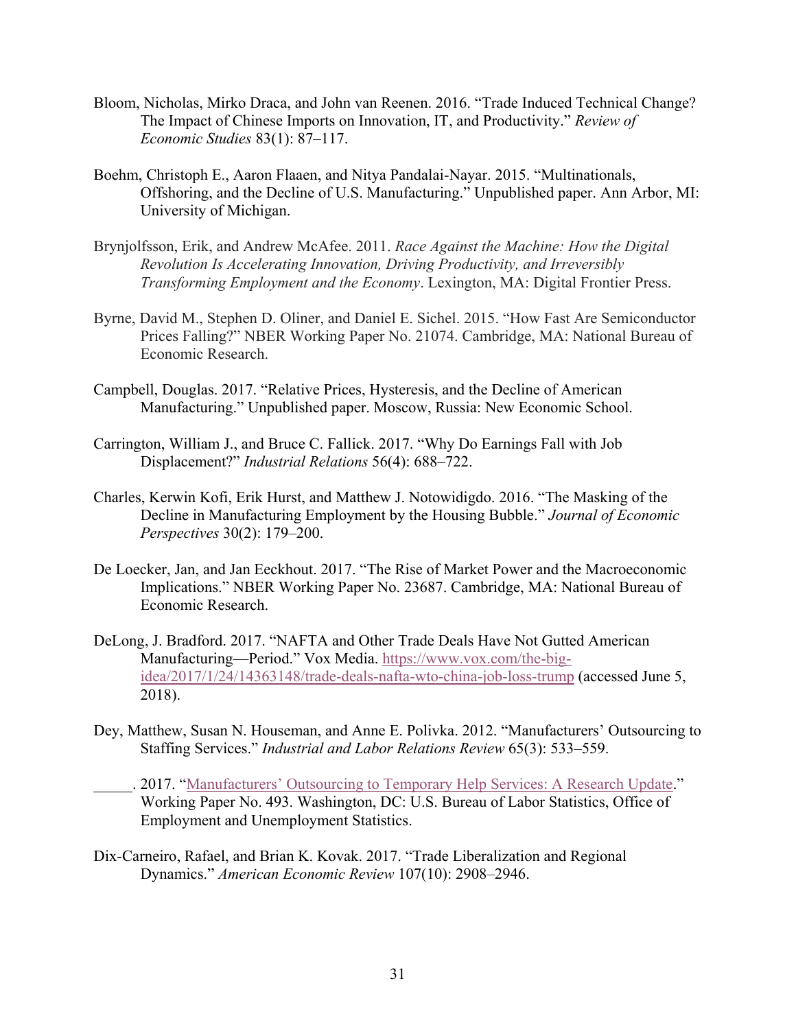Bloom, Nicholas, Mirko Draca, and John van Reenen. 2016. "Trade Induced Technical Change? The Impact of Chinese Imports on Innovation, IT, and Productivity." *Review of Economic Studies* 83(1): 87–117.

Boehm, Christoph E., Aaron Flaaen, and Nitya Pandalai-Nayar. 2015. "Multinationals, Offshoring, and the Decline of U.S. Manufacturing." Unpublished paper. Ann Arbor, MI: University of Michigan.

Brynjolfsson, Erik, and Andrew McAfee. 2011. *Race Against the Machine: How the Digital Revolution Is Accelerating Innovation, Driving Productivity, and Irreversibly Transforming Employment and the Economy*. Lexington, MA: Digital Frontier Press.

Byrne, David M., Stephen D. Oliner, and Daniel E. Sichel. 2015. "How Fast Are Semiconductor Prices Falling?" NBER Working Paper No. 21074. Cambridge, MA: National Bureau of Economic Research.

Campbell, Douglas. 2017. "Relative Prices, Hysteresis, and the Decline of American Manufacturing." Unpublished paper. Moscow, Russia: New Economic School.

Carrington, William J., and Bruce C. Fallick. 2017. "Why Do Earnings Fall with Job Displacement?" *Industrial Relations* 56(4): 688–722.

Charles, Kerwin Kofi, Erik Hurst, and Matthew J. Notowidigdo. 2016. "The Masking of the Decline in Manufacturing Employment by the Housing Bubble." *Journal of Economic Perspectives* 30(2): 179–200.

De Loecker, Jan, and Jan Eeckhout. 2017. "The Rise of Market Power and the Macroeconomic Implications." NBER Working Paper No. 23687. Cambridge, MA: National Bureau of Economic Research.

DeLong, J. Bradford. 2017. "NAFTA and Other Trade Deals Have Not Gutted American Manufacturing—Period." Vox Media. https://www.vox.com/the-big-idea/2017/1/24/14363148/trade-deals-nafta-wto-china-job-loss-trump (accessed June 5, 2018).

Dey, Matthew, Susan N. Houseman, and Anne E. Polivka. 2012. "Manufacturers' Outsourcing to Staffing Services." *Industrial and Labor Relations Review* 65(3): 533–559.

_____. 2017. "Manufacturers' Outsourcing to Temporary Help Services: A Research Update." Working Paper No. 493. Washington, DC: U.S. Bureau of Labor Statistics, Office of Employment and Unemployment Statistics.

Dix-Carneiro, Rafael, and Brian K. Kovak. 2017. "Trade Liberalization and Regional Dynamics." *American Economic Review* 107(10): 2908–2946.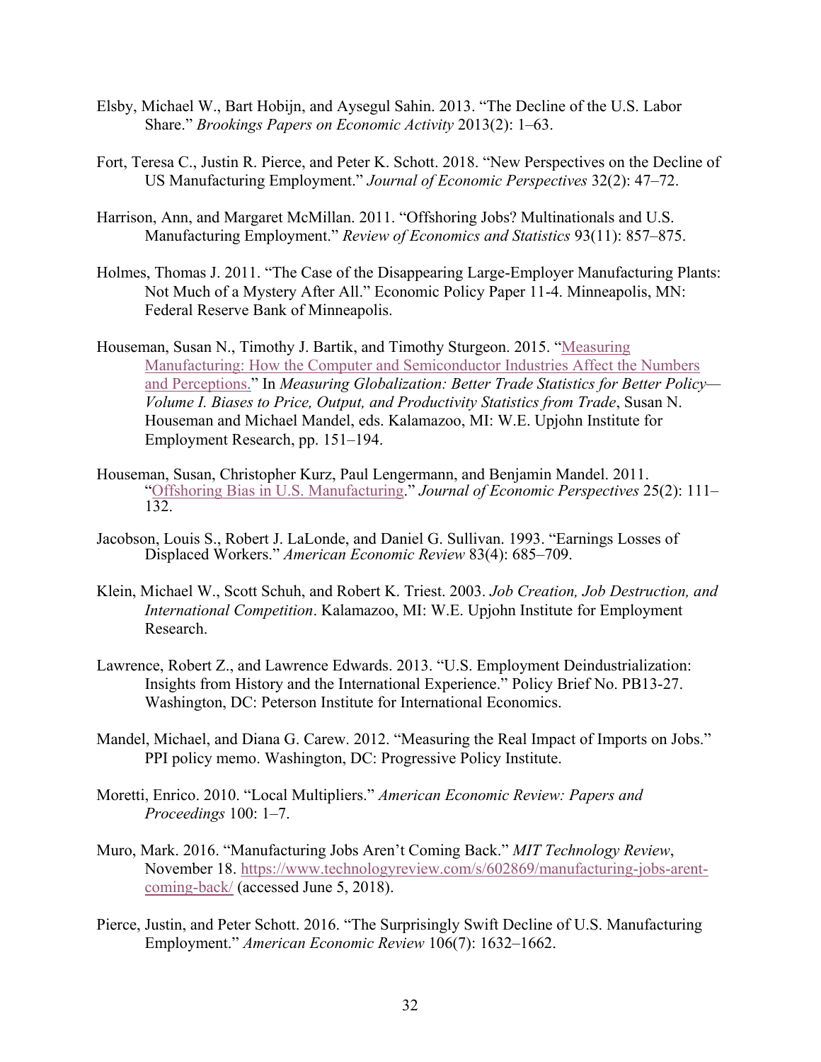Elsby, Michael W., Bart Hobijn, and Aysegul Sahin. 2013. "The Decline of the U.S. Labor Share." *Brookings Papers on Economic Activity* 2013(2): 1–63.

Fort, Teresa C., Justin R. Pierce, and Peter K. Schott. 2018. "New Perspectives on the Decline of US Manufacturing Employment." *Journal of Economic Perspectives* 32(2): 47–72.

Harrison, Ann, and Margaret McMillan. 2011. "Offshoring Jobs? Multinationals and U.S. Manufacturing Employment." *Review of Economics and Statistics* 93(11): 857–875.

Holmes, Thomas J. 2011. "The Case of the Disappearing Large-Employer Manufacturing Plants: Not Much of a Mystery After All." Economic Policy Paper 11-4. Minneapolis, MN: Federal Reserve Bank of Minneapolis.

Houseman, Susan N., Timothy J. Bartik, and Timothy Sturgeon. 2015. "Measuring Manufacturing: How the Computer and Semiconductor Industries Affect the Numbers and Perceptions." In *Measuring Globalization: Better Trade Statistics for Better Policy—Volume I. Biases to Price, Output, and Productivity Statistics from Trade*, Susan N. Houseman and Michael Mandel, eds. Kalamazoo, MI: W.E. Upjohn Institute for Employment Research, pp. 151–194.

Houseman, Susan, Christopher Kurz, Paul Lengermann, and Benjamin Mandel. 2011. "Offshoring Bias in U.S. Manufacturing." *Journal of Economic Perspectives* 25(2): 111–132.

Jacobson, Louis S., Robert J. LaLonde, and Daniel G. Sullivan. 1993. "Earnings Losses of Displaced Workers." *American Economic Review* 83(4): 685–709.

Klein, Michael W., Scott Schuh, and Robert K. Triest. 2003. *Job Creation, Job Destruction, and International Competition*. Kalamazoo, MI: W.E. Upjohn Institute for Employment Research.

Lawrence, Robert Z., and Lawrence Edwards. 2013. "U.S. Employment Deindustrialization: Insights from History and the International Experience." Policy Brief No. PB13-27. Washington, DC: Peterson Institute for International Economics.

Mandel, Michael, and Diana G. Carew. 2012. "Measuring the Real Impact of Imports on Jobs." PPI policy memo. Washington, DC: Progressive Policy Institute.

Moretti, Enrico. 2010. "Local Multipliers." *American Economic Review: Papers and Proceedings* 100: 1–7.

Muro, Mark. 2016. "Manufacturing Jobs Aren't Coming Back." *MIT Technology Review*, November 18. https://www.technologyreview.com/s/602869/manufacturing-jobs-arent-coming-back/ (accessed June 5, 2018).

Pierce, Justin, and Peter Schott. 2016. "The Surprisingly Swift Decline of U.S. Manufacturing Employment." *American Economic Review* 106(7): 1632–1662.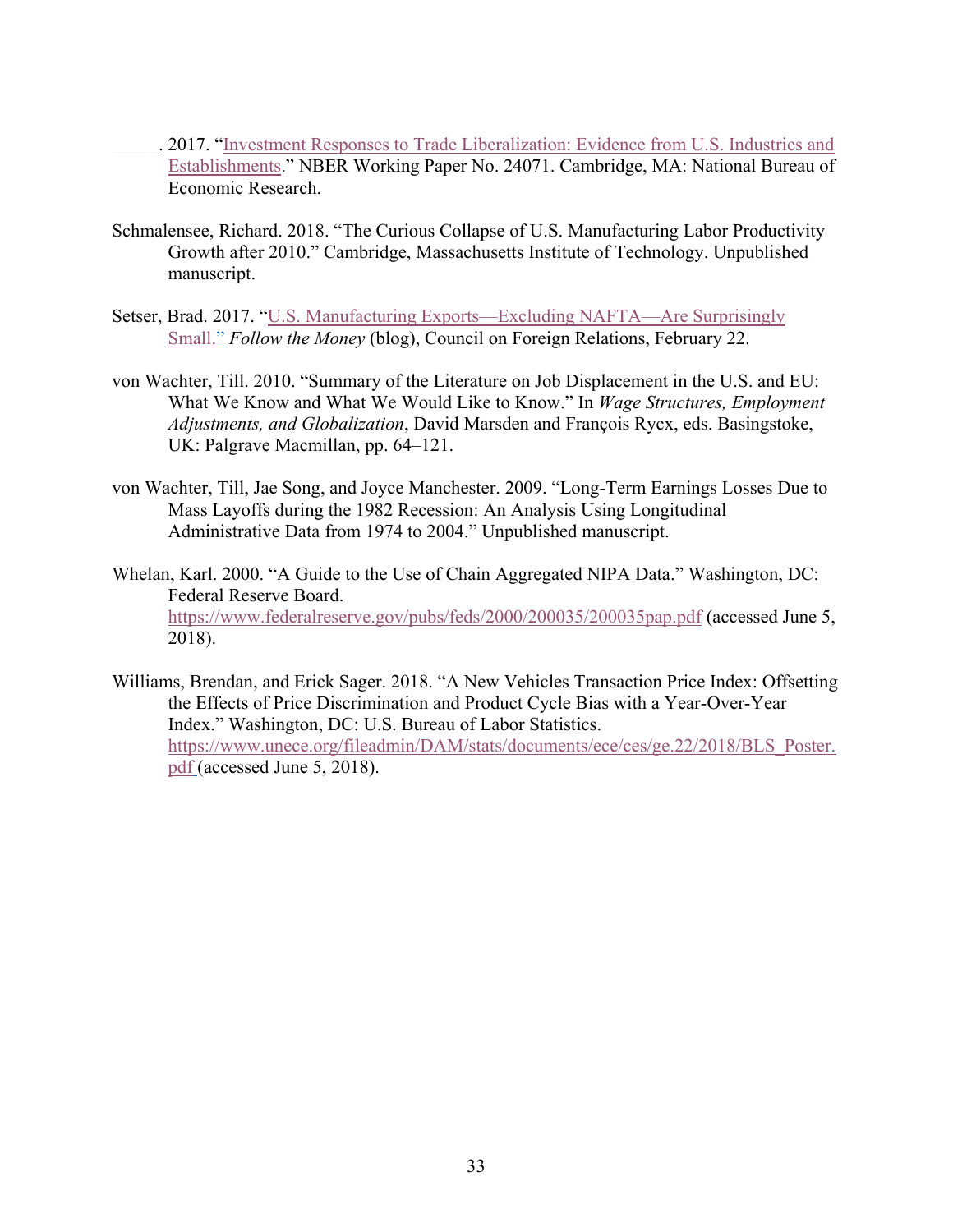_____. 2017. "Investment Responses to Trade Liberalization: Evidence from U.S. Industries and Establishments." NBER Working Paper No. 24071. Cambridge, MA: National Bureau of Economic Research.

Schmalensee, Richard. 2018. "The Curious Collapse of U.S. Manufacturing Labor Productivity Growth after 2010." Cambridge, Massachusetts Institute of Technology. Unpublished manuscript.

Setser, Brad. 2017. "U.S. Manufacturing Exports—Excluding NAFTA—Are Surprisingly Small." *Follow the Money* (blog), Council on Foreign Relations, February 22.

von Wachter, Till. 2010. "Summary of the Literature on Job Displacement in the U.S. and EU: What We Know and What We Would Like to Know." In *Wage Structures, Employment Adjustments, and Globalization*, David Marsden and François Rycx, eds. Basingstoke, UK: Palgrave Macmillan, pp. 64–121.

von Wachter, Till, Jae Song, and Joyce Manchester. 2009. "Long-Term Earnings Losses Due to Mass Layoffs during the 1982 Recession: An Analysis Using Longitudinal Administrative Data from 1974 to 2004." Unpublished manuscript.

Whelan, Karl. 2000. "A Guide to the Use of Chain Aggregated NIPA Data." Washington, DC: Federal Reserve Board. https://www.federalreserve.gov/pubs/feds/2000/200035/200035pap.pdf (accessed June 5, 2018).

Williams, Brendan, and Erick Sager. 2018. "A New Vehicles Transaction Price Index: Offsetting the Effects of Price Discrimination and Product Cycle Bias with a Year-Over-Year Index." Washington, DC: U.S. Bureau of Labor Statistics. https://www.unece.org/fileadmin/DAM/stats/documents/ece/ces/ge.22/2018/BLS_Poster.pdf (accessed June 5, 2018).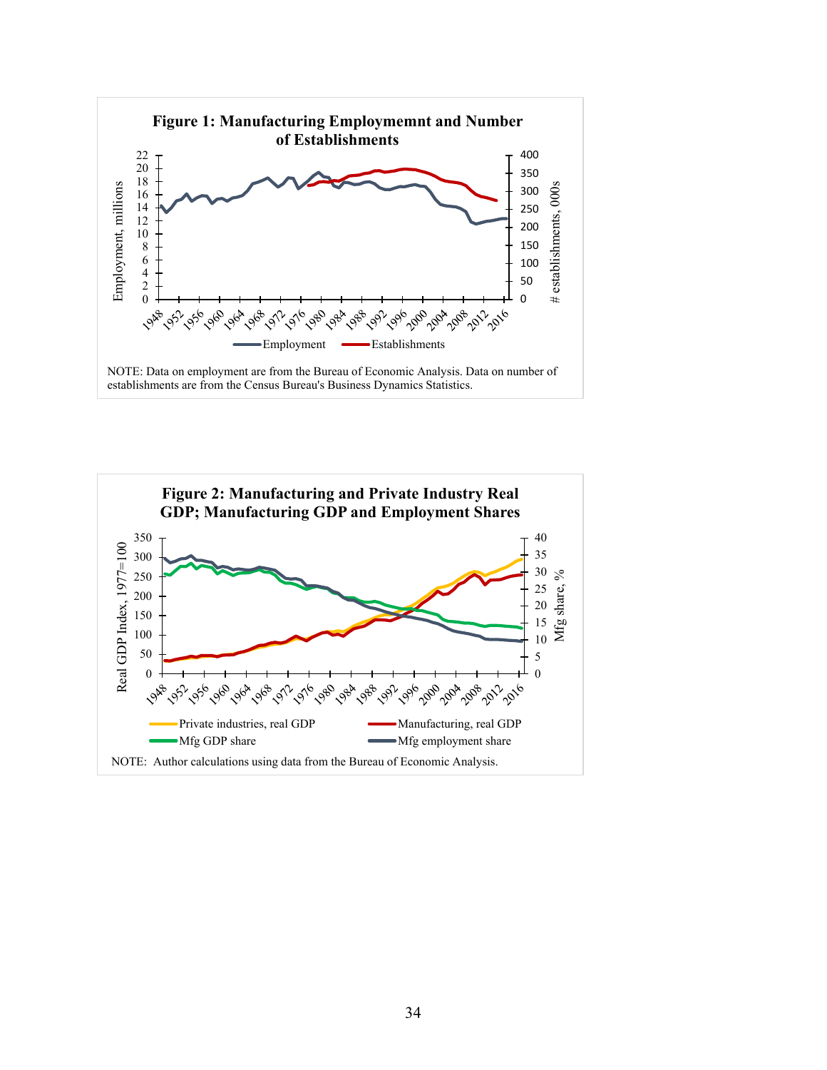**Figure 1: Manufacturing Employmemnt and Number of Establishments**

NOTE: Data on employment are from the Bureau of Economic Analysis. Data on number of establishments are from the Census Bureau's Business Dynamics Statistics.

**Figure 2: Manufacturing and Private Industry Real GDP; Manufacturing GDP and Employment Shares**

NOTE: Author calculations using data from the Bureau of Economic Analysis.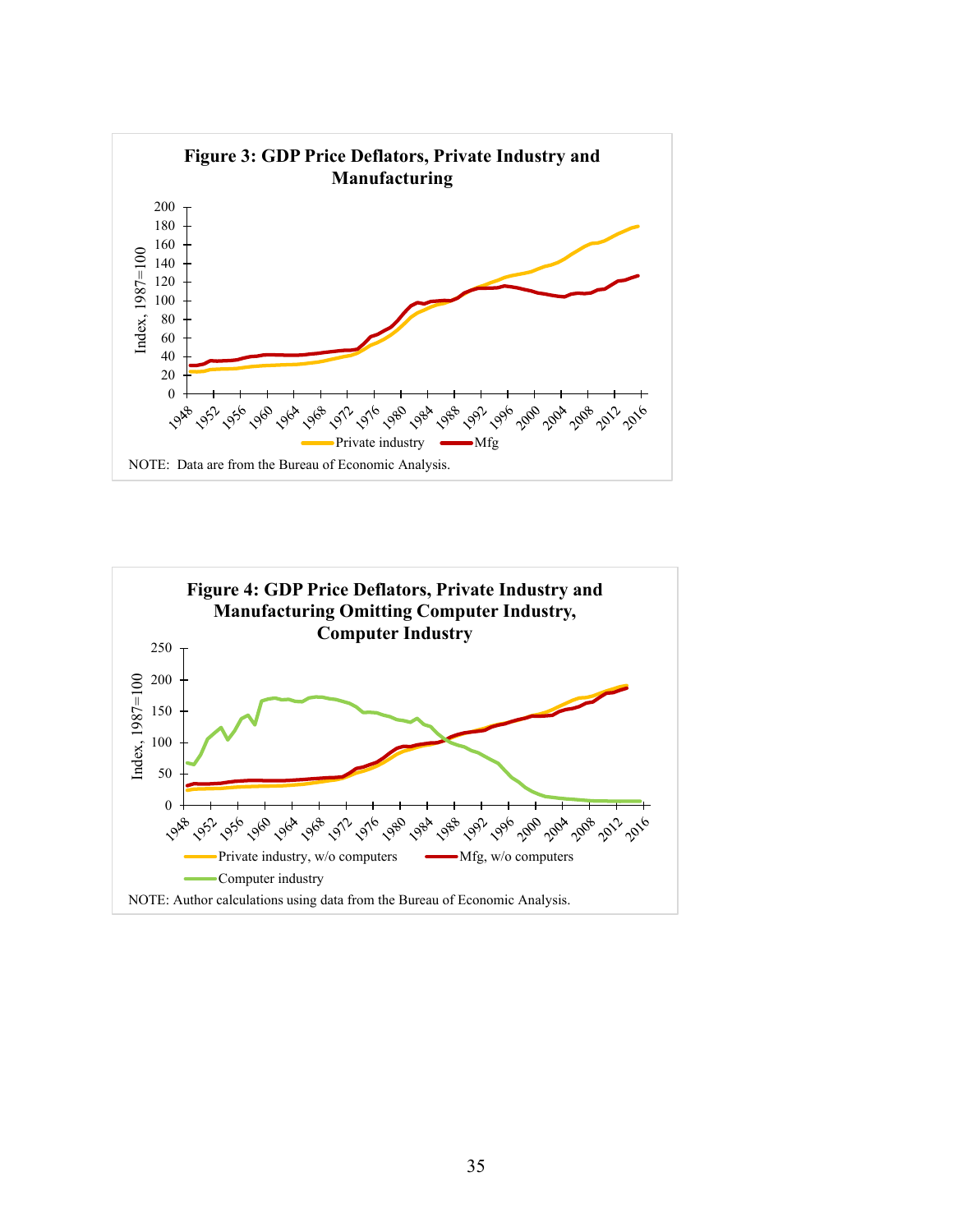**Figure 3: GDP Price Deflators, Private Industry and Manufacturing**

NOTE: Data are from the Bureau of Economic Analysis.

**Figure 4: GDP Price Deflators, Private Industry and Manufacturing Omitting Computer Industry, Computer Industry**

NOTE: Author calculations using data from the Bureau of Economic Analysis.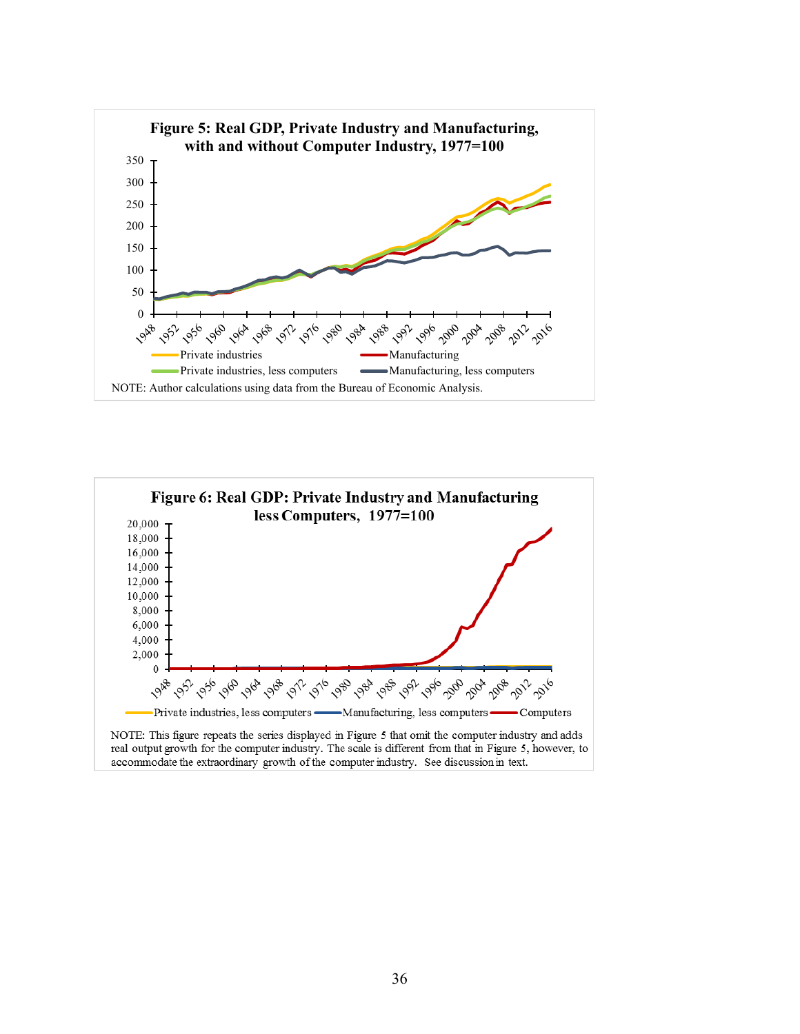**Figure 5: Real GDP, Private Industry and Manufacturing, with and without Computer Industry, 1977=100**

NOTE: Author calculations using data from the Bureau of Economic Analysis.

**Figure 6: Real GDP: Private Industry and Manufacturing less Computers, 1977=100**

NOTE: This figure repeats the series displayed in Figure 5 that omit the computer industry and adds real output growth for the computer industry. The scale is different from that in Figure 5, however, to accommodate the extraordinary growth of the computer industry. See discussion in text.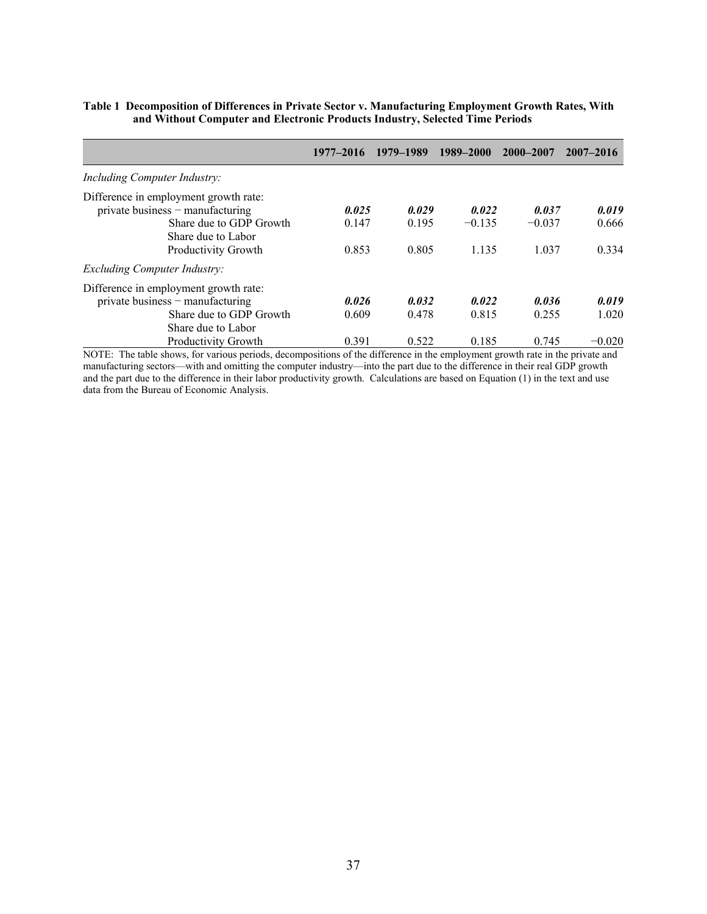**Table 1 Decomposition of Differences in Private Sector v. Manufacturing Employment Growth Rates, With and Without Computer and Electronic Products Industry, Selected Time Periods**

| | 1977–2016 | 1979–1989 | 1989–2000 | 2000–2007 | 2007–2016 |
|---|---|---|---|---|---|
| *Including Computer Industry:* | | | | | |
| Difference in employment growth rate: private business − manufacturing | ***0.025*** | ***0.029*** | ***0.022*** | ***0.037*** | ***0.019*** |
| Share due to GDP Growth | 0.147 | 0.195 | −0.135 | −0.037 | 0.666 |
| Share due to Labor Productivity Growth | 0.853 | 0.805 | 1.135 | 1.037 | 0.334 |
| *Excluding Computer Industry:* | | | | | |
| Difference in employment growth rate: private business − manufacturing | ***0.026*** | ***0.032*** | ***0.022*** | ***0.036*** | ***0.019*** |
| Share due to GDP Growth | 0.609 | 0.478 | 0.815 | 0.255 | 1.020 |
| Share due to Labor Productivity Growth | 0.391 | 0.522 | 0.185 | 0.745 | −0.020 |

NOTE: The table shows, for various periods, decompositions of the difference in the employment growth rate in the private and manufacturing sectors—with and omitting the computer industry—into the part due to the difference in their real GDP growth and the part due to the difference in their labor productivity growth. Calculations are based on Equation (1) in the text and use data from the Bureau of Economic Analysis.